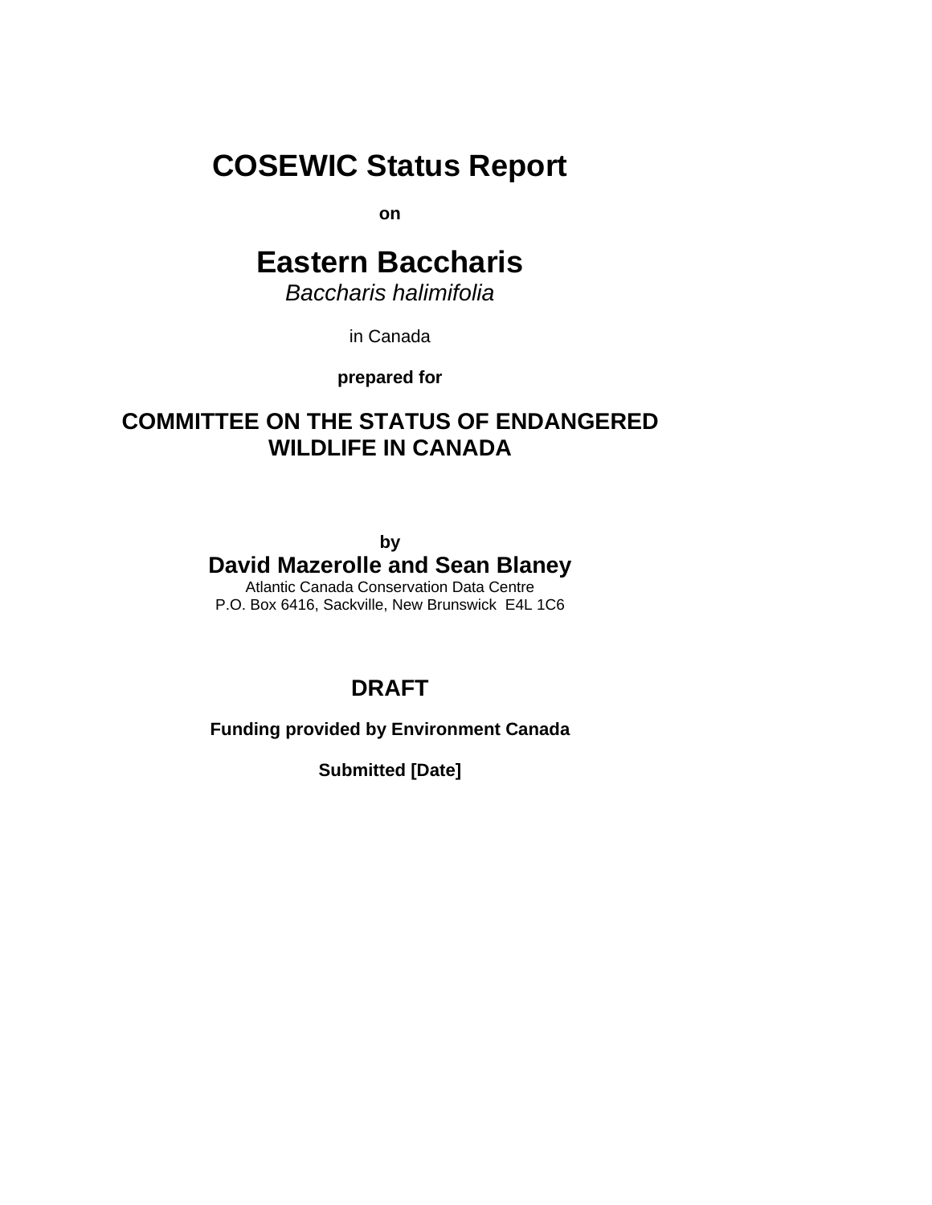# COSEWIC Status Report

**on**

# Eastern Baccharis

*Baccharis halimifolia*

in Canada

**prepared for**

## COMMITTEE ON THE STATUS OF ENDANGERED WILDLIFE IN CANADA

**by**

**David Mazerolle and Sean Blaney**

Atlantic Canada Conservation Data Centre
P.O. Box 6416, Sackville, New Brunswick E4L 1C6

## DRAFT

**Funding provided by Environment Canada**

**Submitted [Date]**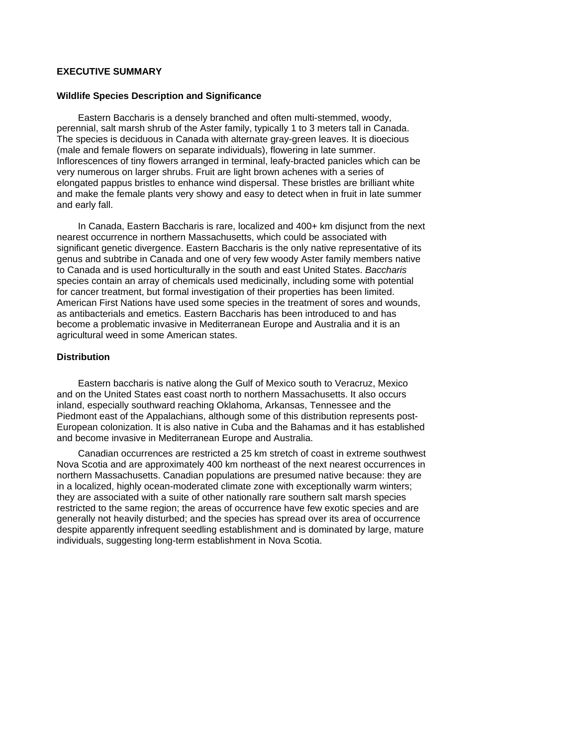## EXECUTIVE SUMMARY

### Wildlife Species Description and Significance

Eastern Baccharis is a densely branched and often multi-stemmed, woody, perennial, salt marsh shrub of the Aster family, typically 1 to 3 meters tall in Canada. The species is deciduous in Canada with alternate gray-green leaves. It is dioecious (male and female flowers on separate individuals), flowering in late summer. Inflorescences of tiny flowers arranged in terminal, leafy-bracted panicles which can be very numerous on larger shrubs. Fruit are light brown achenes with a series of elongated pappus bristles to enhance wind dispersal. These bristles are brilliant white and make the female plants very showy and easy to detect when in fruit in late summer and early fall.

In Canada, Eastern Baccharis is rare, localized and 400+ km disjunct from the next nearest occurrence in northern Massachusetts, which could be associated with significant genetic divergence. Eastern Baccharis is the only native representative of its genus and subtribe in Canada and one of very few woody Aster family members native to Canada and is used horticulturally in the south and east United States. *Baccharis* species contain an array of chemicals used medicinally, including some with potential for cancer treatment, but formal investigation of their properties has been limited. American First Nations have used some species in the treatment of sores and wounds, as antibacterials and emetics. Eastern Baccharis has been introduced to and has become a problematic invasive in Mediterranean Europe and Australia and it is an agricultural weed in some American states.

### Distribution

Eastern baccharis is native along the Gulf of Mexico south to Veracruz, Mexico and on the United States east coast north to northern Massachusetts. It also occurs inland, especially southward reaching Oklahoma, Arkansas, Tennessee and the Piedmont east of the Appalachians, although some of this distribution represents post-European colonization. It is also native in Cuba and the Bahamas and it has established and become invasive in Mediterranean Europe and Australia.

Canadian occurrences are restricted a 25 km stretch of coast in extreme southwest Nova Scotia and are approximately 400 northeast of the next nearest occurrences in northern Massachusetts. Canadian populations are presumed native because: they are in a localized, highly ocean-moderated climate zone with exceptionally warm winters; they are associated with a suite of other nationally rare southern salt marsh species restricted to the same region; the areas of occurrence have few exotic species and are generally not heavily disturbed; and the species has spread over its area of occurrence despite apparently infrequent seedling establishment and is dominated by large, mature individuals, suggesting long-term establishment in Nova Scotia.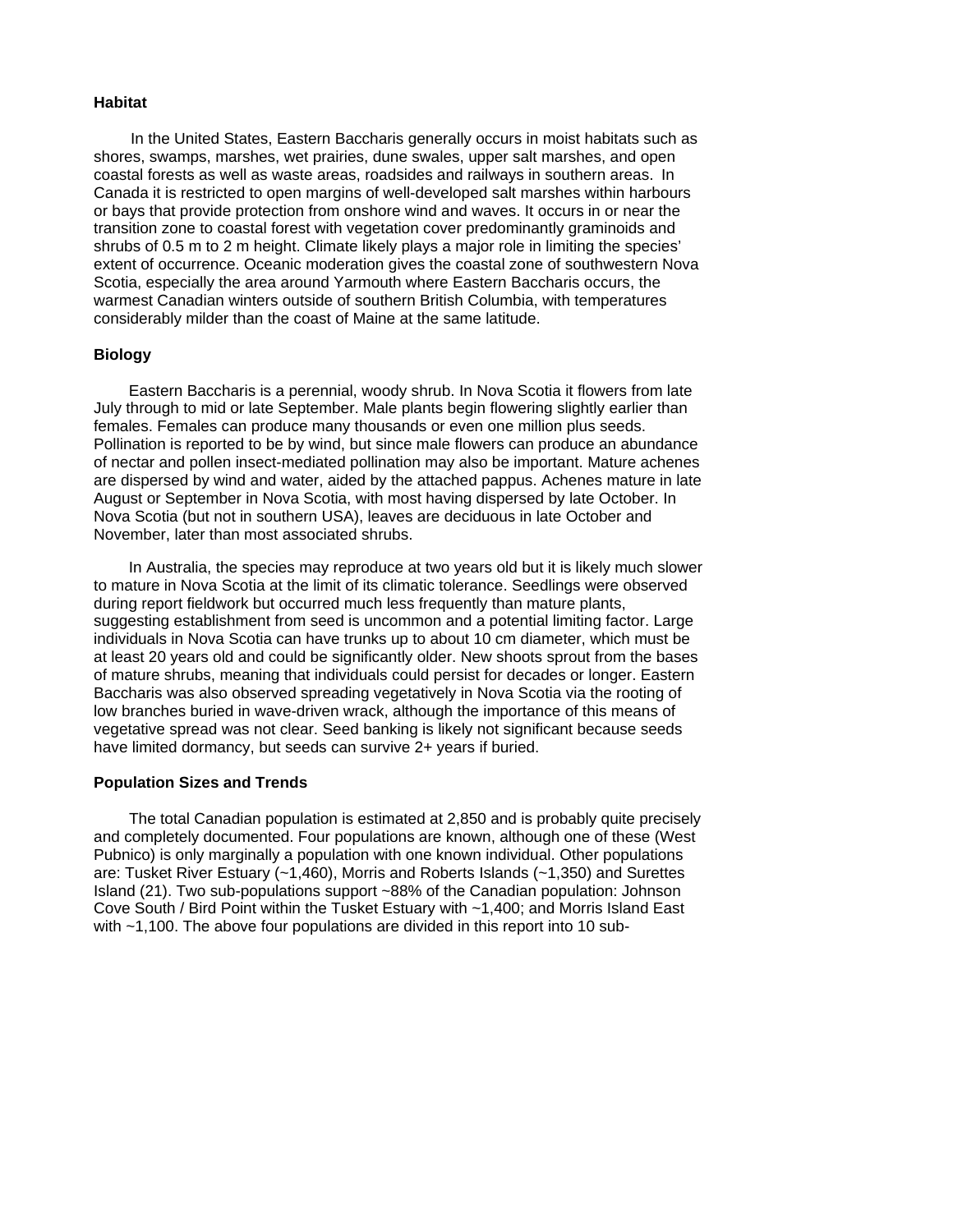**Habitat**

In the United States, Eastern Baccharis generally occurs in moist habitats such as shores, swamps, marshes, wet prairies, dune swales, upper salt marshes, and open coastal forests as well as waste areas, roadsides and railways in southern areas. In Canada it is restricted to open margins of well-developed salt marshes within harbours or bays that provide protection from onshore wind and waves. It occurs in or near the transition zone to coastal forest with vegetation cover predominantly graminoids and shrubs of 0.5 m to 2 m height. Climate likely plays a major role in limiting the species' extent of occurrence. Oceanic moderation gives the coastal zone of southwestern Nova Scotia, especially the area around Yarmouth where Eastern Baccharis occurs, the warmest Canadian winters outside of southern British Columbia, with temperatures considerably milder than the coast of Maine at the same latitude.

**Biology**

Eastern Baccharis is a perennial, woody shrub. In Nova Scotia it flowers from late July through to mid or late September. Male plants begin flowering slightly earlier than females. Females can produce many thousands or even one million plus seeds. Pollination is reported to be by wind, but since male flowers can produce an abundance of nectar and pollen insect-mediated pollination may also be important. Mature achenes are dispersed by wind and water, aided by the attached pappus. Achenes mature in late August or September in Nova Scotia, with most having dispersed by late October. In Nova Scotia (but not in southern USA), leaves are deciduous in late October and November, later than most associated shrubs.

In Australia, the species may reproduce at two years old but it is likely much slower to mature in Nova Scotia at the limit of its climatic tolerance. Seedlings were observed during report fieldwork but occurred much less frequently than mature plants, suggesting establishment from seed is uncommon and a potential limiting factor. Large individuals in Nova Scotia can have trunks up to about 10 cm diameter, which must be at least 20 years old and could be significantly older. New shoots sprout from the bases of mature shrubs, meaning that individuals could persist for decades or longer. Eastern Baccharis was also observed spreading vegetatively in Nova Scotia via the rooting of low branches buried in wave-driven wrack, although the importance of this means of vegetative spread was not clear. Seed banking is likely not significant because seeds have limited dormancy, but seeds can survive 2+ years if buried.

**Population Sizes and Trends**

The total Canadian population is estimated at 2,850 and is probably quite precisely and completely documented. Four populations are known, although one of these (West Pubnico) is only marginally a population with one known individual. Other populations are: Tusket River Estuary (~1,460), Morris and Roberts Islands (~1,350) and Surettes Island (21). Two sub-populations support ~88% of the Canadian population: Johnson Cove South / Bird Point within the Tusket Estuary with ~1,400; and Morris Island East with ~1,100. The above four populations are divided in this report into 10 sub-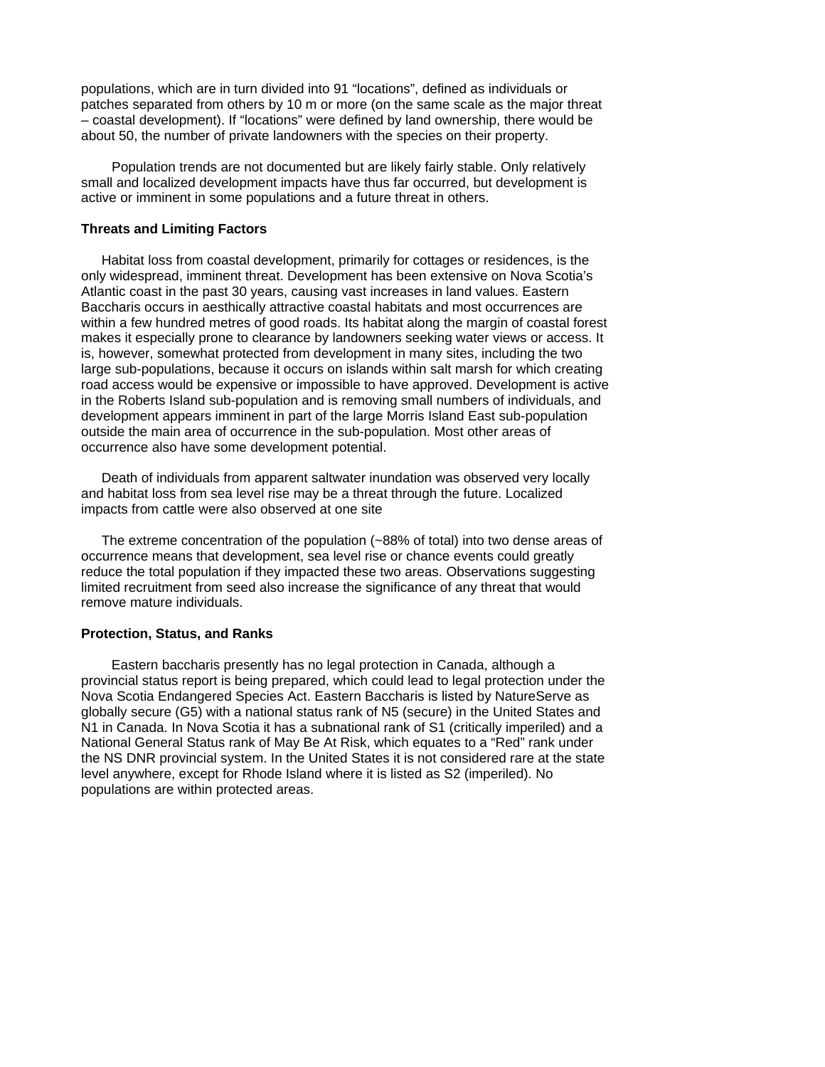populations, which are in turn divided into 91 “locations”, defined as individuals or patches separated from others by 10 m or more (on the same scale as the major threat – coastal development). If “locations” were defined by land ownership, there would be about 50, the number of private landowners with the species on their property.

Population trends are not documented but are likely fairly stable. Only relatively small and localized development impacts have thus far occurred, but development is active or imminent in some populations and a future threat in others.

**Threats and Limiting Factors**

Habitat loss from coastal development, primarily for cottages or residences, is the only widespread, imminent threat. Development has been extensive on Nova Scotia’s Atlantic coast in the past 30 years, causing vast increases in land values. Eastern Baccharis occurs in aesthically attractive coastal habitats and most occurrences are within a few hundred metres of good roads. Its habitat along the margin of coastal forest makes it especially prone to clearance by landowners seeking water views or access. It is, however, somewhat protected from development in many sites, including the two large sub-populations, because it occurs on islands within salt marsh for which creating road access would be expensive or impossible to have approved. Development is active in the Roberts Island sub-population and is removing small numbers of individuals, and development appears imminent in part of the large Morris Island East sub-population outside the main area of occurrence in the sub-population. Most other areas of occurrence also have some development potential.

Death of individuals from apparent saltwater inundation was observed very locally and habitat loss from sea level rise may be a threat through the future. Localized impacts from cattle were also observed at one site

The extreme concentration of the population (~88% of total) into two dense areas of occurrence means that development, sea level rise or chance events could greatly reduce the total population if they impacted these two areas. Observations suggesting limited recruitment from seed also increase the significance of any threat that would remove mature individuals.

**Protection, Status, and Ranks**

Eastern baccharis presently has no legal protection in Canada, although a provincial status report is being prepared, which could lead to legal protection under the Nova Scotia Endangered Species Act. Eastern Baccharis is listed by NatureServe as globally secure (G5) with a national status rank of N5 (secure) in the United States and N1 in Canada. In Nova Scotia it has a subnational rank of S1 (critically imperiled) and a National General Status rank of May Be At Risk, which equates to a “Red” rank under the NS DNR provincial system. In the United States it is not considered rare at the state level anywhere, except for Rhode Island where it is listed as S2 (imperiled). No populations are within protected areas.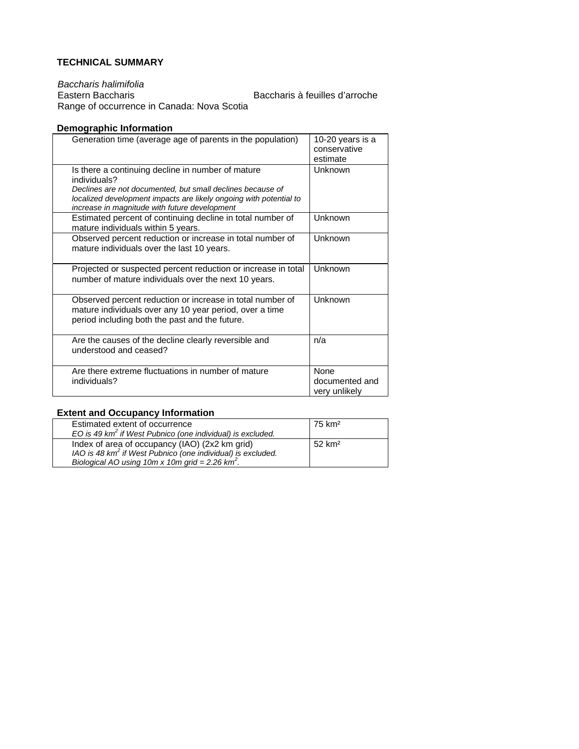**TECHNICAL SUMMARY**

*Baccharis halimifolia*
Eastern Baccharis — Baccharis à feuilles d'arroche
Range of occurrence in Canada: Nova Scotia

**Demographic Information**

| | |
|---|---|
| Generation time (average age of parents in the population) | 10-20 years is a conservative estimate |
| Is there a continuing decline in number of mature individuals?<br>*Declines are not documented, but small declines because of localized development impacts are likely ongoing with potential to increase in magnitude with future development* | Unknown |
| Estimated percent of continuing decline in total number of mature individuals within 5 years. | Unknown |
| Observed percent reduction or increase in total number of mature individuals over the last 10 years. | Unknown |
| Projected or suspected percent reduction or increase in total number of mature individuals over the next 10 years. | Unknown |
| Observed percent reduction or increase in total number of mature individuals over any 10 year period, over a time period including both the past and the future. | Unknown |
| Are the causes of the decline clearly reversible and understood and ceased? | n/a |
| Are there extreme fluctuations in number of mature individuals? | None documented and very unlikely |

**Extent and Occupancy Information**

| | |
|---|---|
| Estimated extent of occurrence<br>*EO is 49 km² if West Pubnico (one individual) is excluded.* | 75 km² |
| Index of area of occupancy (IAO) (2x2 km grid)<br>*IAO is 48 km² if West Pubnico (one individual) is excluded.*<br>*Biological AO using 10m x 10m grid = 2.26 km².* | 52 km² |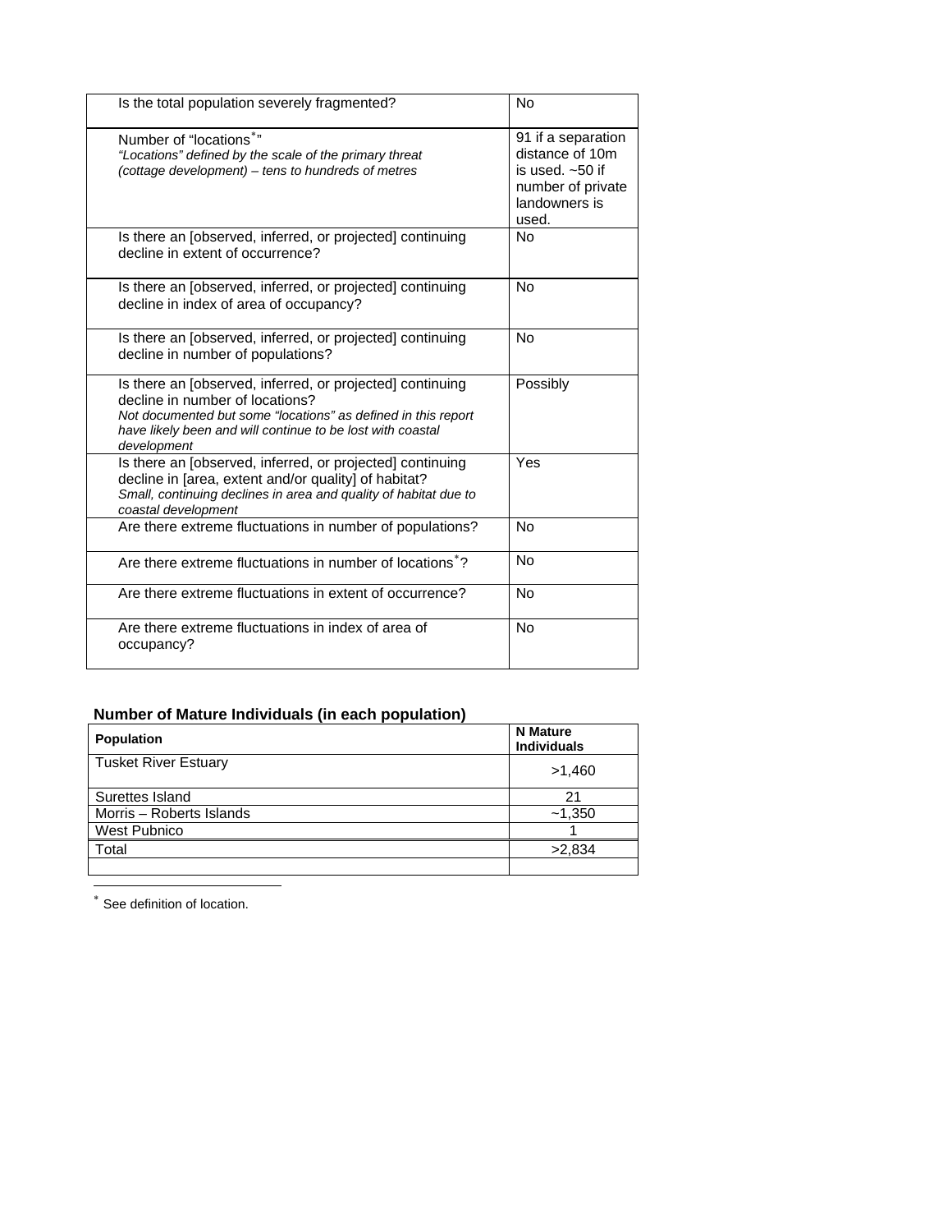| | |
|---|---|
| Is the total population severely fragmented? | No |
| Number of "locations[*]"<br>*"Locations" defined by the scale of the primary threat (cottage development) – tens to hundreds of metres* | 91 if a separation distance of 10m is used. ~50 if number of private landowners is used. |
| Is there an [observed, inferred, or projected] continuing decline in extent of occurrence? | No |
| Is there an [observed, inferred, or projected] continuing decline in index of area of occupancy? | No |
| Is there an [observed, inferred, or projected] continuing decline in number of populations? | No |
| Is there an [observed, inferred, or projected] continuing decline in number of locations?<br>*Not documented but some "locations" as defined in this report have likely been and will continue to be lost with coastal development* | Possibly |
| Is there an [observed, inferred, or projected] continuing decline in [area, extent and/or quality] of habitat?<br>*Small, continuing declines in area and quality of habitat due to coastal development* | Yes |
| Are there extreme fluctuations in number of populations? | No |
| Are there extreme fluctuations in number of locations[*]? | No |
| Are there extreme fluctuations in extent of occurrence? | No |
| Are there extreme fluctuations in index of area of occupancy? | No |

### Number of Mature Individuals (in each population)

| Population | N Mature Individuals |
|---|---|
| Tusket River Estuary | >1,460 |
| Surettes Island | 21 |
| Morris – Roberts Islands | ~1,350 |
| West Pubnico | 1 |
| Total | >2,834 |
| | |

[*] See definition of location.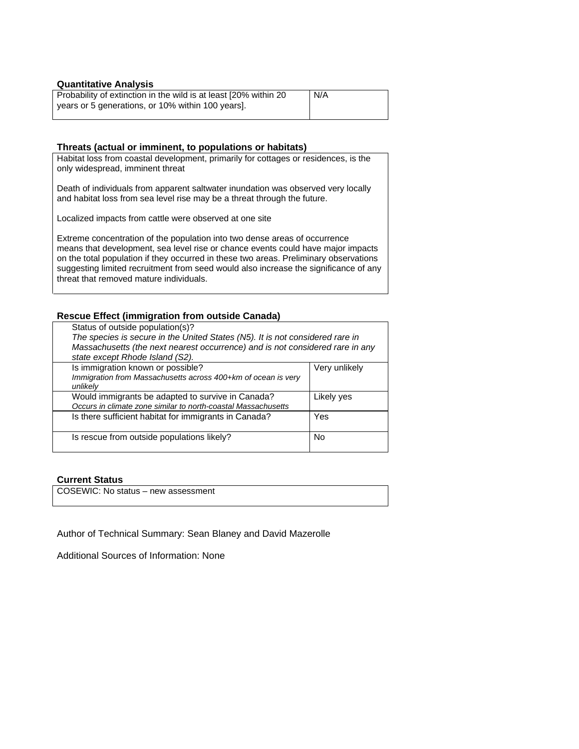**Quantitative Analysis**

| Probability of extinction in the wild is at least [20% within 20 years or 5 generations, or 10% within 100 years]. | N/A |
|---|---|

**Threats (actual or imminent, to populations or habitats)**

Habitat loss from coastal development, primarily for cottages or residences, is the only widespread, imminent threat

Death of individuals from apparent saltwater inundation was observed very locally and habitat loss from sea level rise may be a threat through the future.

Localized impacts from cattle were observed at one site

Extreme concentration of the population into two dense areas of occurrence means that development, sea level rise or chance events could have major impacts on the total population if they occurred in these two areas. Preliminary observations suggesting limited recruitment from seed would also increase the significance of any threat that removed mature individuals.

**Rescue Effect (immigration from outside Canada)**

| Status of outside population(s)?<br>*The species is secure in the United States (N5). It is not considered rare in Massachusetts (the next nearest occurrence) and is not considered rare in any state except Rhode Island (S2).* | |
|---|---|
| Is immigration known or possible?<br>*Immigration from Massachusetts across 400+km of ocean is very unlikely* | Very unlikely |
| Would immigrants be adapted to survive in Canada?<br>*Occurs in climate zone similar to north-coastal Massachusetts* | Likely yes |
| Is there sufficient habitat for immigrants in Canada? | Yes |
| Is rescue from outside populations likely? | No |

**Current Status**

COSEWIC: No status – new assessment

Author of Technical Summary: Sean Blaney and David Mazerolle

Additional Sources of Information: None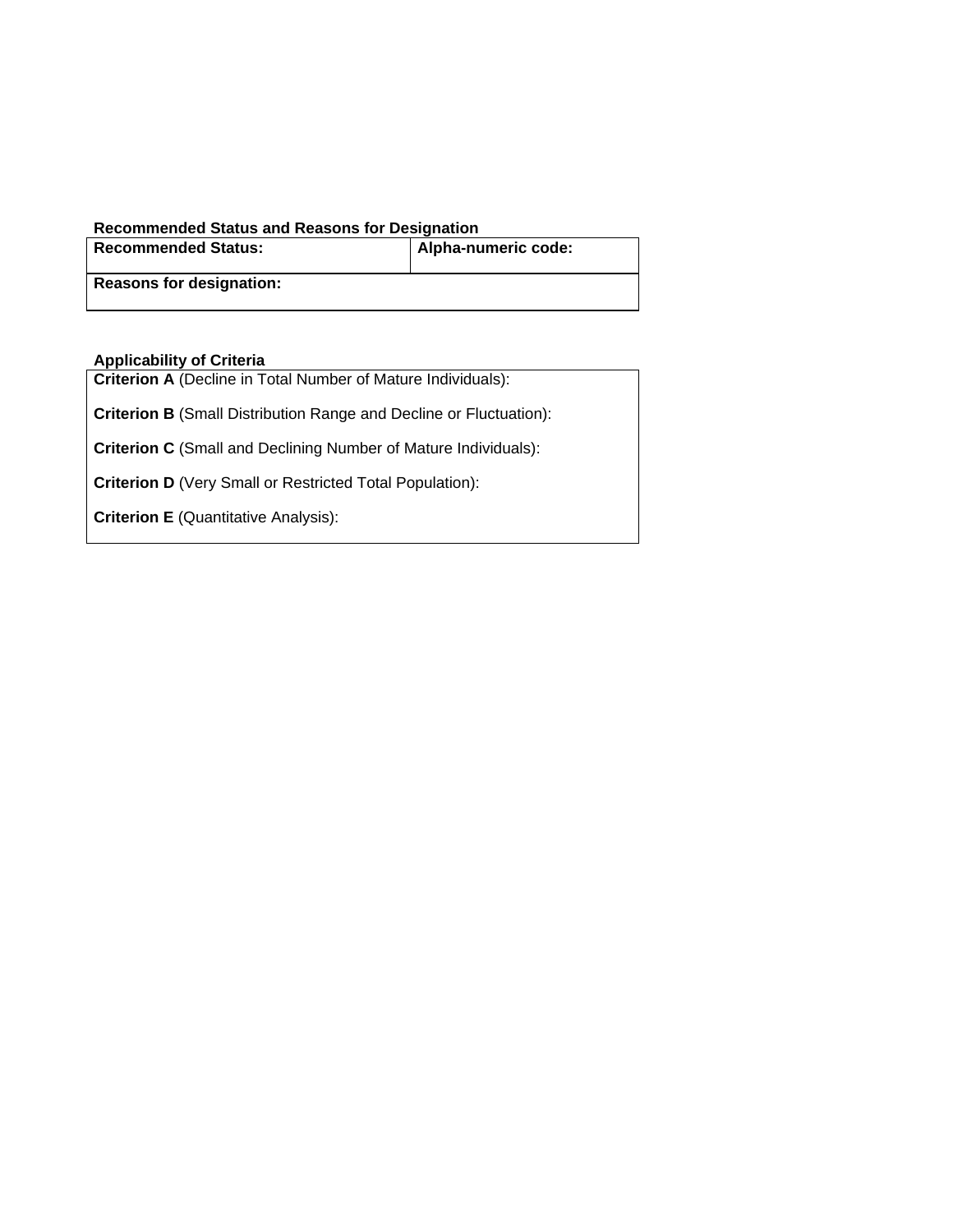**Recommended Status and Reasons for Designation**

| **Recommended Status:** | **Alpha-numeric code:** |
|---|---|
| **Reasons for designation:** | |

**Applicability of Criteria**

| |
|---|
| **Criterion A** (Decline in Total Number of Mature Individuals): |
| **Criterion B** (Small Distribution Range and Decline or Fluctuation): |
| **Criterion C** (Small and Declining Number of Mature Individuals): |
| **Criterion D** (Very Small or Restricted Total Population): |
| **Criterion E** (Quantitative Analysis): |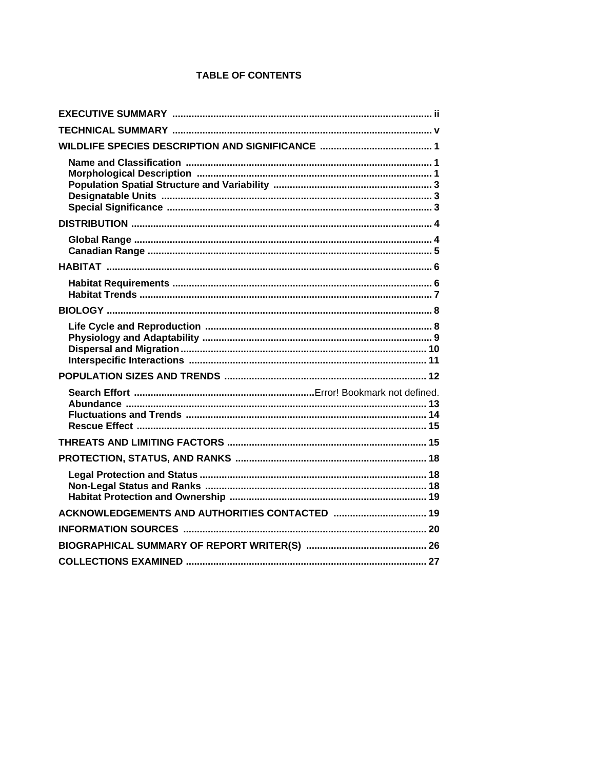## TABLE OF CONTENTS

**EXECUTIVE SUMMARY** .......... ii

**TECHNICAL SUMMARY** .......... v

**WILDLIFE SPECIES DESCRIPTION AND SIGNIFICANCE** .......... 1

- **Name and Classification** .......... 1
- **Morphological Description** .......... 1
- **Population Spatial Structure and Variability** .......... 3
- **Designatable Units** .......... 3
- **Special Significance** .......... 3

**DISTRIBUTION** .......... 4

- **Global Range** .......... 4
- **Canadian Range** .......... 5

**HABITAT** .......... 6

- **Habitat Requirements** .......... 6
- **Habitat Trends** .......... 7

**BIOLOGY** .......... 8

- **Life Cycle and Reproduction** .......... 8
- **Physiology and Adaptability** .......... 9
- **Dispersal and Migration** .......... 10
- **Interspecific Interactions** .......... 11

**POPULATION SIZES AND TRENDS** .......... 12

- **Search Effort** .......... Error! Bookmark not defined.
- **Abundance** .......... 13
- **Fluctuations and Trends** .......... 14
- **Rescue Effect** .......... 15

**THREATS AND LIMITING FACTORS** .......... 15

**PROTECTION, STATUS, AND RANKS** .......... 18

- **Legal Protection and Status** .......... 18
- **Non-Legal Status and Ranks** .......... 18
- **Habitat Protection and Ownership** .......... 19

**ACKNOWLEDGEMENTS AND AUTHORITIES CONTACTED** .......... 19

**INFORMATION SOURCES** .......... 20

**BIOGRAPHICAL SUMMARY OF REPORT WRITER(S)** .......... 26

**COLLECTIONS EXAMINED** .......... 27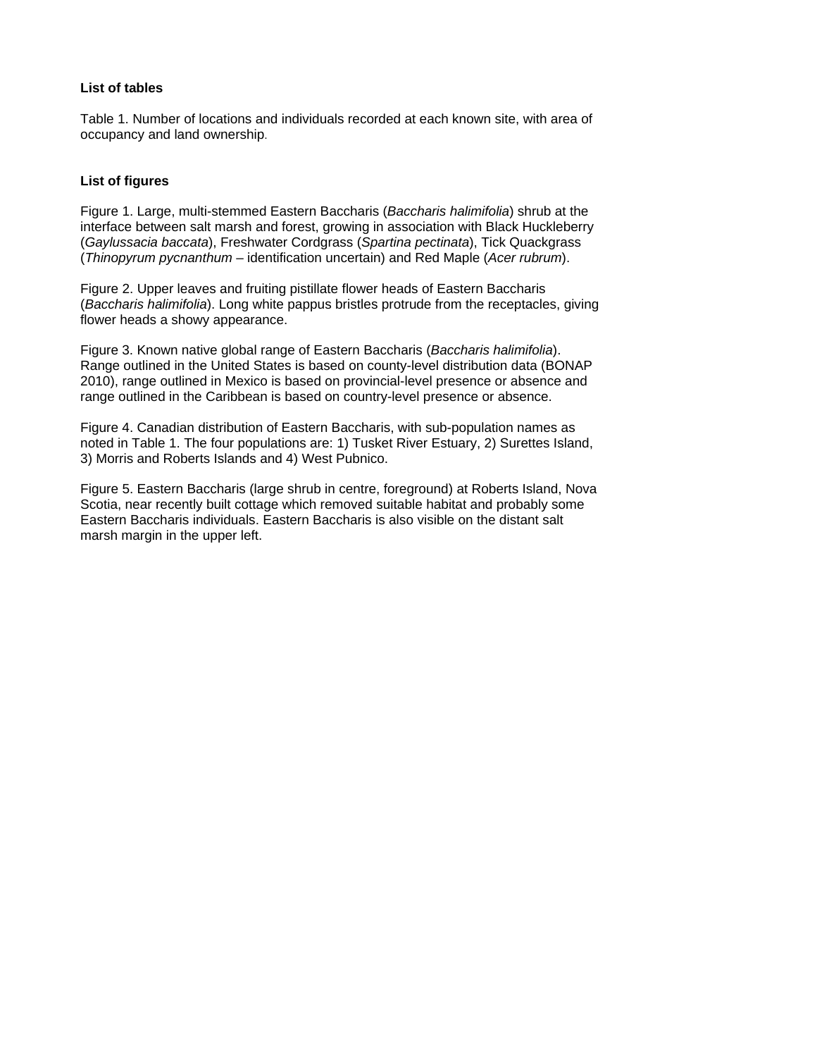**List of tables**

Table 1. Number of locations and individuals recorded at each known site, with area of occupancy and land ownership.

**List of figures**

Figure 1. Large, multi-stemmed Eastern Baccharis (*Baccharis halimifolia*) shrub at the interface between salt marsh and forest, growing in association with Black Huckleberry (*Gaylussacia baccata*), Freshwater Cordgrass (*Spartina pectinata*), Tick Quackgrass (*Thinopyrum pycnanthum* – identification uncertain) and Red Maple (*Acer rubrum*).

Figure 2. Upper leaves and fruiting pistillate flower heads of Eastern Baccharis (*Baccharis halimifolia*). Long white pappus bristles protrude from the receptacles, giving flower heads a showy appearance.

Figure 3. Known native global range of Eastern Baccharis (*Baccharis halimifolia*). Range outlined in the United States is based on county-level distribution data (BONAP 2010), range outlined in Mexico is based on provincial-level presence or absence and range outlined in the Caribbean is based on country-level presence or absence.

Figure 4. Canadian distribution of Eastern Baccharis, with sub-population names as noted in Table 1. The four populations are: 1) Tusket River Estuary, 2) Surettes Island, 3) Morris and Roberts Islands and 4) West Pubnico.

Figure 5. Eastern Baccharis (large shrub in centre, foreground) at Roberts Island, Nova Scotia, near recently built cottage which removed suitable habitat and probably some Eastern Baccharis individuals. Eastern Baccharis is also visible on the distant salt marsh margin in the upper left.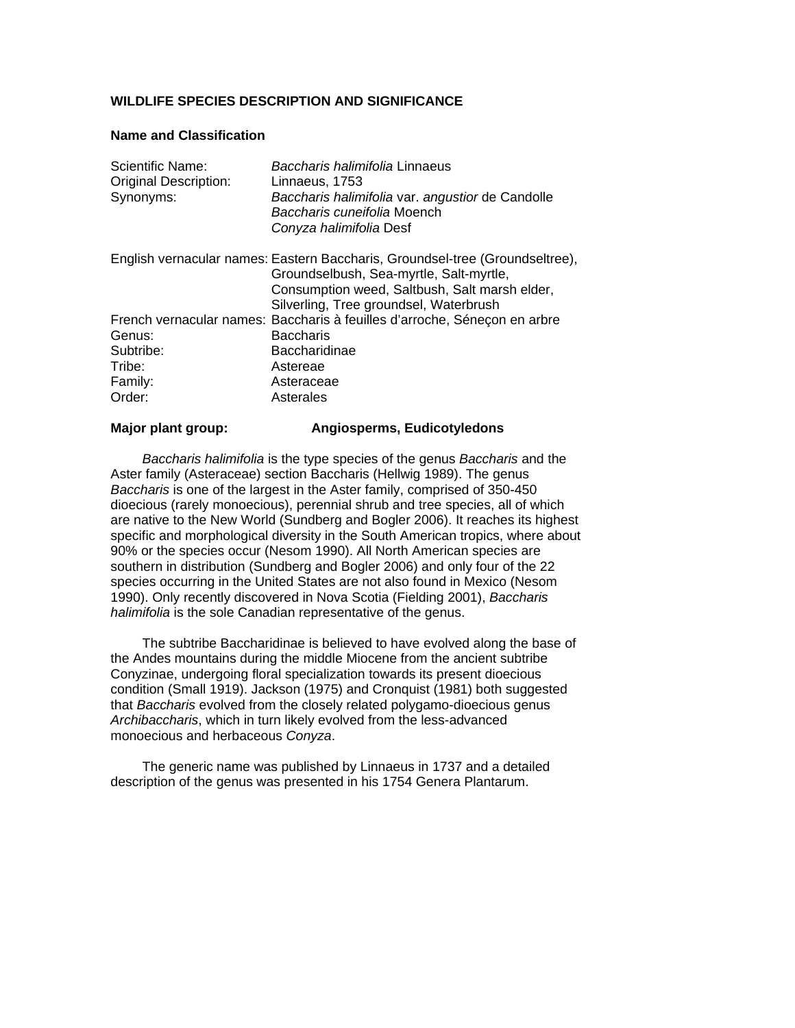## WILDLIFE SPECIES DESCRIPTION AND SIGNIFICANCE

### Name and Classification

| | |
|---|---|
| Scientific Name: | *Baccharis halimifolia* Linnaeus |
| Original Description: | Linnaeus, 1753 |
| Synonyms: | *Baccharis halimifolia* var. *angustior* de Candolle<br>*Baccharis cuneifolia* Moench<br>*Conyza halimifolia* Desf |
| English vernacular names: | Eastern Baccharis, Groundsel-tree (Groundseltree), Groundselbush, Sea-myrtle, Salt-myrtle, Consumption weed, Saltbush, Salt marsh elder, Silverling, Tree groundsel, Waterbrush |
| French vernacular names: | Baccharis à feuilles d'arroche, Séneçon en arbre |
| Genus: | Baccharis |
| Subtribe: | Baccharidinae |
| Tribe: | Astereae |
| Family: | Asteraceae |
| Order: | Asterales |

**Major plant group: Angiosperms, Eudicotyledons**

*Baccharis halimifolia* is the type species of the genus *Baccharis* and the Aster family (Asteraceae) section Baccharis (Hellwig 1989). The genus *Baccharis* is one of the largest in the Aster family, comprised of 350-450 dioecious (rarely monoecious), perennial shrub and tree species, all of which are native to the New World (Sundberg and Bogler 2006). It reaches its highest specific and morphological diversity in the South American tropics, where about 90% or the species occur (Nesom 1990). All North American species are southern in distribution (Sundberg and Bogler 2006) and only four of the 22 species occurring in the United States are not also found in Mexico (Nesom 1990). Only recently discovered in Nova Scotia (Fielding 2001), *Baccharis halimifolia* is the sole Canadian representative of the genus.

The subtribe Baccharidinae is believed to have evolved along the base of the Andes mountains during the middle Miocene from the ancient subtribe Conyzinae, undergoing floral specialization towards its present dioecious condition (Small 1919). Jackson (1975) and Cronquist (1981) both suggested that *Baccharis* evolved from the closely related polygamo-dioecious genus *Archibaccharis*, which in turn likely evolved from the less-advanced monoecious and herbaceous *Conyza*.

The generic name was published by Linnaeus in 1737 and a detailed description of the genus was presented in his 1754 Genera Plantarum.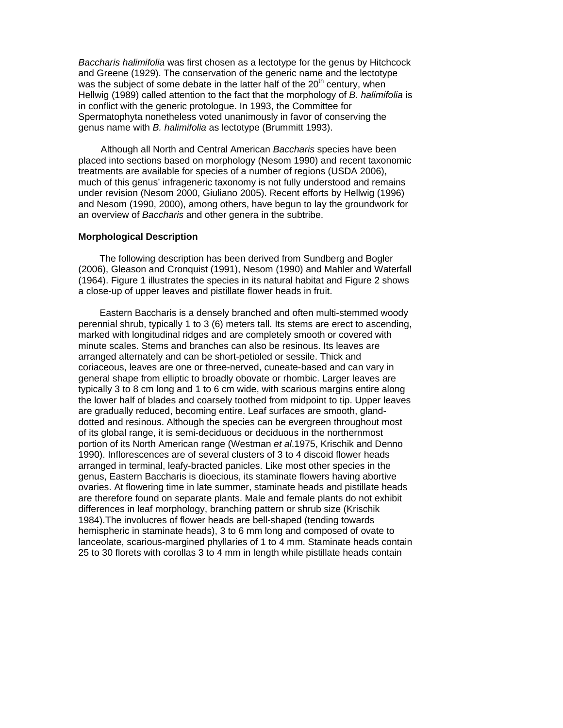*Baccharis halimifolia* was first chosen as a lectotype for the genus by Hitchcock and Greene (1929). The conservation of the generic name and the lectotype was the subject of some debate in the latter half of the 20th century, when Hellwig (1989) called attention to the fact that the morphology of *B. halimifolia* is in conflict with the generic protologue. In 1993, the Committee for Spermatophyta nonetheless voted unanimously in favor of conserving the genus name with *B. halimifolia* as lectotype (Brummitt 1993).

Although all North and Central American *Baccharis* species have been placed into sections based on morphology (Nesom 1990) and recent taxonomic treatments are available for species of a number of regions (USDA 2006), much of this genus' infrageneric taxonomy is not fully understood and remains under revision (Nesom 2000, Giuliano 2005). Recent efforts by Hellwig (1996) and Nesom (1990, 2000), among others, have begun to lay the groundwork for an overview of *Baccharis* and other genera in the subtribe.

### Morphological Description

The following description has been derived from Sundberg and Bogler (2006), Gleason and Cronquist (1991), Nesom (1990) and Mahler and Waterfall (1964). Figure 1 illustrates the species in its natural habitat and Figure 2 shows a close-up of upper leaves and pistillate flower heads in fruit.

Eastern Baccharis is a densely branched and often multi-stemmed woody perennial shrub, typically 1 to 3 (6) meters tall. Its stems are erect to ascending, marked with longitudinal ridges and are completely smooth or covered with minute scales. Stems and branches can also be resinous. Its leaves are arranged alternately and can be short-petioled or sessile. Thick and coriaceous, leaves are one or three-nerved, cuneate-based and can vary in general shape from elliptic to broadly obovate or rhombic. Larger leaves are typically 3 to 8 cm long and 1 to 6 cm wide, with scarious margins entire along the lower half of blades and coarsely toothed from midpoint to tip. Upper leaves are gradually reduced, becoming entire. Leaf surfaces are smooth, gland-dotted and resinous. Although the species can be evergreen throughout most of its global range, it is semi-deciduous or deciduous in the northernmost portion of its North American range (Westman *et al*.1975, Krischik and Denno 1990). Inflorescences are of several clusters of 3 to 4 discoid flower heads arranged in terminal, leafy-bracted panicles. Like most other species in the genus, Eastern Baccharis is dioecious, its staminate flowers having abortive ovaries. At flowering time in late summer, staminate heads and pistillate heads are therefore found on separate plants. Male and female plants do not exhibit differences in leaf morphology, branching pattern or shrub size (Krischik 1984).The involucres of flower heads are bell-shaped (tending towards hemispheric in staminate heads), 3 to 6 mm long and composed of ovate to lanceolate, scarious-margined phyllaries of 1 to 4 mm. Staminate heads contain 25 to 30 florets with corollas 3 to 4 mm in length while pistillate heads contain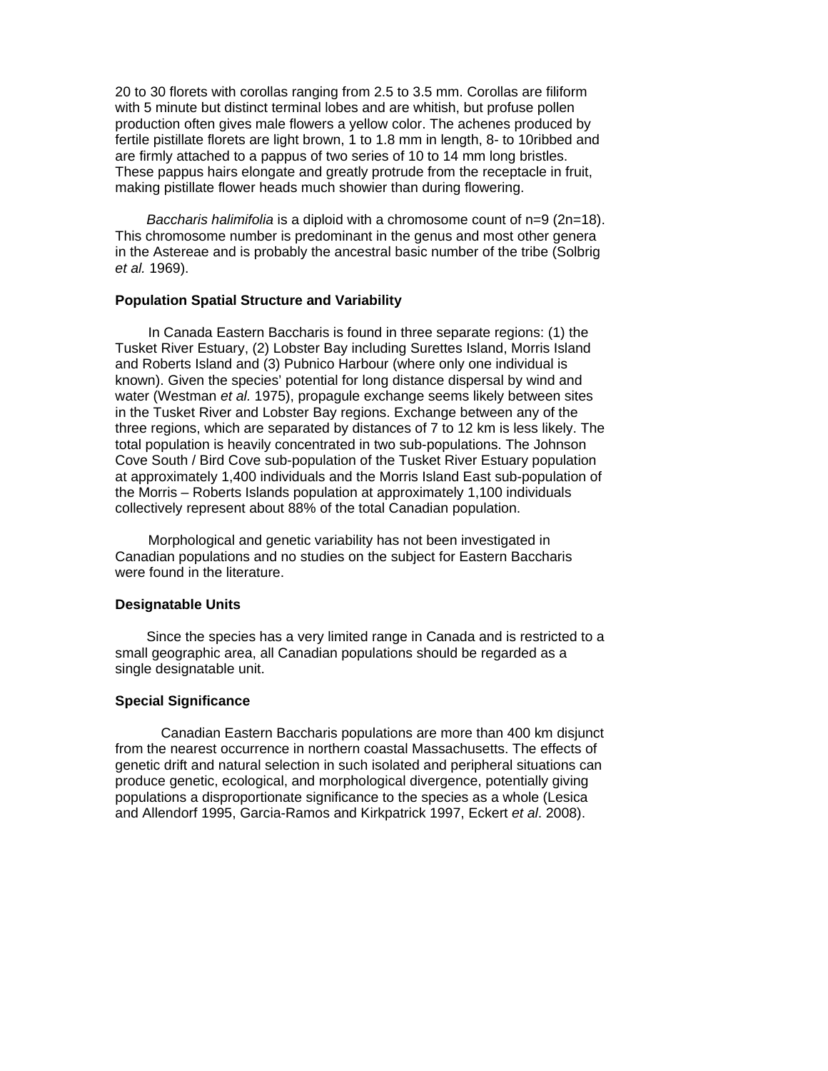20 to 30 florets with corollas ranging from 2.5 to 3.5 mm. Corollas are filiform with 5 minute but distinct terminal lobes and are whitish, but profuse pollen production often gives male flowers a yellow color. The achenes produced by fertile pistillate florets are light brown, 1 to 1.8 mm in length, 8- to 10ribbed and are firmly attached to a pappus of two series of 10 to 14 mm long bristles. These pappus hairs elongate and greatly protrude from the receptacle in fruit, making pistillate flower heads much showier than during flowering.

*Baccharis halimifolia* is a diploid with a chromosome count of n=9 (2n=18). This chromosome number is predominant in the genus and most other genera in the Astereae and is probably the ancestral basic number of the tribe (Solbrig *et al.* 1969).

**Population Spatial Structure and Variability**

In Canada Eastern Baccharis is found in three separate regions: (1) the Tusket River Estuary, (2) Lobster Bay including Surettes Island, Morris Island and Roberts Island and (3) Pubnico Harbour (where only one individual is known). Given the species' potential for long distance dispersal by wind and water (Westman *et al.* 1975), propagule exchange seems likely between sites in the Tusket River and Lobster Bay regions. Exchange between any of the three regions, which are separated by distances of 7 to 12 km is less likely. The total population is heavily concentrated in two sub-populations. The Johnson Cove South / Bird Cove sub-population of the Tusket River Estuary population at approximately 1,400 individuals and the Morris Island East sub-population of the Morris – Roberts Islands population at approximately 1,100 individuals collectively represent about 88% of the total Canadian population.

Morphological and genetic variability has not been investigated in Canadian populations and no studies on the subject for Eastern Baccharis were found in the literature.

**Designatable Units**

Since the species has a very limited range in Canada and is restricted to a small geographic area, all Canadian populations should be regarded as a single designatable unit.

**Special Significance**

Canadian Eastern Baccharis populations are more than 400 km disjunct from the nearest occurrence in northern coastal Massachusetts. The effects of genetic drift and natural selection in such isolated and peripheral situations can produce genetic, ecological, and morphological divergence, potentially giving populations a disproportionate significance to the species as a whole (Lesica and Allendorf 1995, Garcia-Ramos and Kirkpatrick 1997, Eckert *et al*. 2008).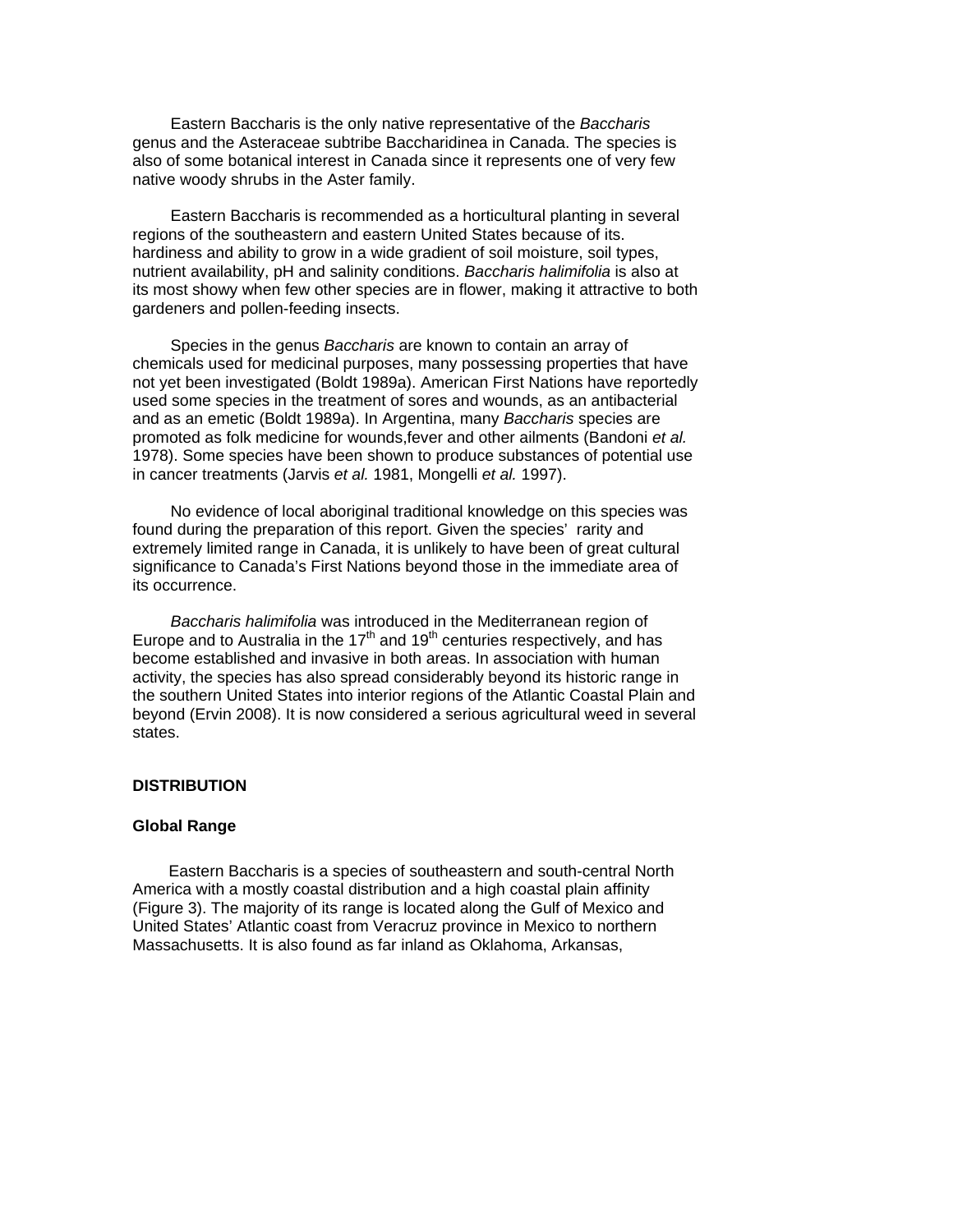Eastern Baccharis is the only native representative of the *Baccharis* genus and the Asteraceae subtribe Baccharidinea in Canada. The species is also of some botanical interest in Canada since it represents one of very few native woody shrubs in the Aster family.

Eastern Baccharis is recommended as a horticultural planting in several regions of the southeastern and eastern United States because of its. hardiness and ability to grow in a wide gradient of soil moisture, soil types, nutrient availability, pH and salinity conditions. *Baccharis halimifolia* is also at its most showy when few other species are in flower, making it attractive to both gardeners and pollen-feeding insects.

Species in the genus *Baccharis* are known to contain an array of chemicals used for medicinal purposes, many possessing properties that have not yet been investigated (Boldt 1989a). American First Nations have reportedly used some species in the treatment of sores and wounds, as an antibacterial and as an emetic (Boldt 1989a). In Argentina, many *Baccharis* species are promoted as folk medicine for wounds,fever and other ailments (Bandoni *et al.* 1978). Some species have been shown to produce substances of potential use in cancer treatments (Jarvis *et al.* 1981, Mongelli *et al.* 1997).

No evidence of local aboriginal traditional knowledge on this species was found during the preparation of this report. Given the species' rarity and extremely limited range in Canada, it is unlikely to have been of great cultural significance to Canada's First Nations beyond those in the immediate area of its occurrence.

*Baccharis halimifolia* was introduced in the Mediterranean region of Europe and to Australia in the 17th and 19th centuries respectively, and has become established and invasive in both areas. In association with human activity, the species has also spread considerably beyond its historic range in the southern United States into interior regions of the Atlantic Coastal Plain and beyond (Ervin 2008). It is now considered a serious agricultural weed in several states.

## DISTRIBUTION

### Global Range

Eastern Baccharis is a species of southeastern and south-central North America with a mostly coastal distribution and a high coastal plain affinity (Figure 3). The majority of its range is located along the Gulf of Mexico and United States' Atlantic coast from Veracruz province in Mexico to northern Massachusetts. It is also found as far inland as Oklahoma, Arkansas,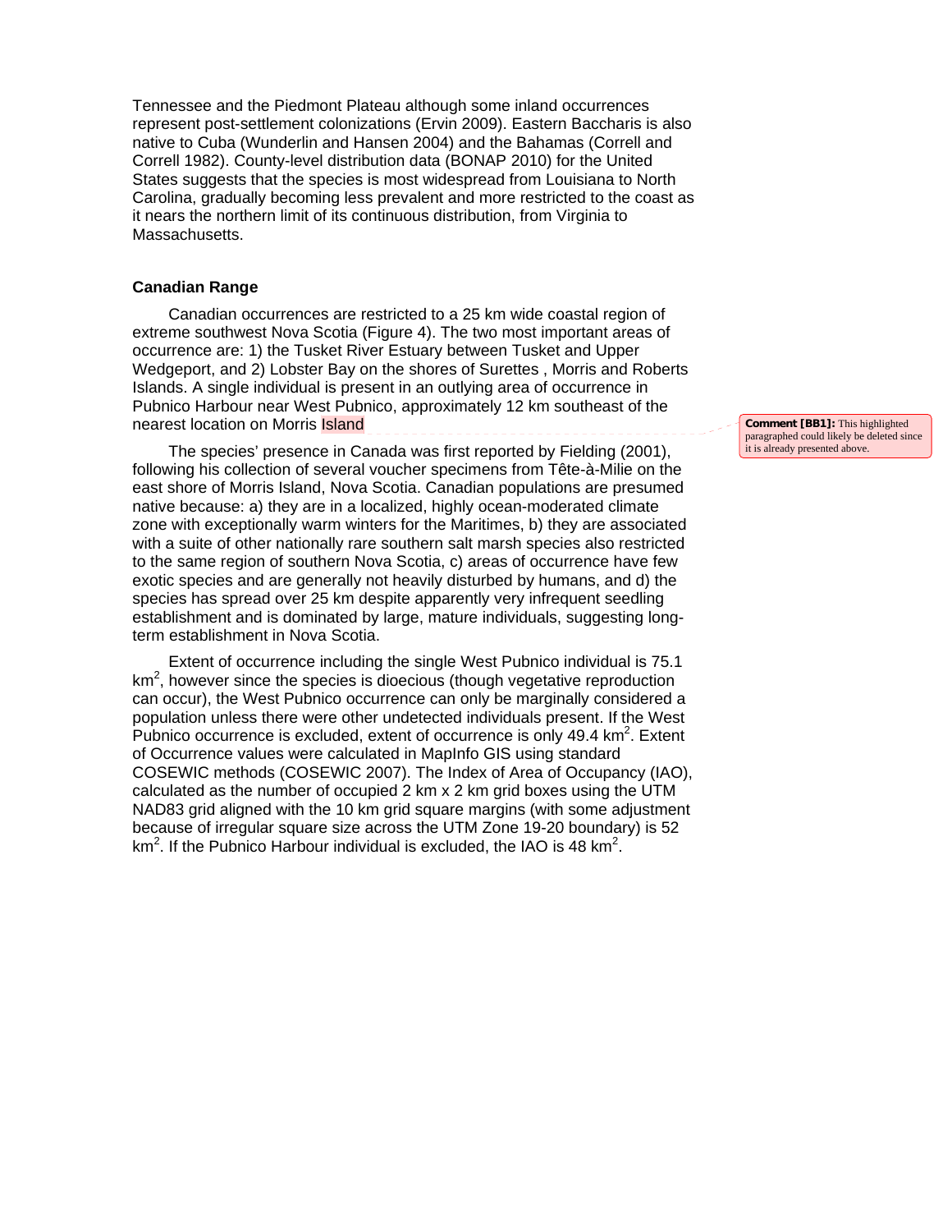Tennessee and the Piedmont Plateau although some inland occurrences represent post-settlement colonizations (Ervin 2009). Eastern Baccharis is also native to Cuba (Wunderlin and Hansen 2004) and the Bahamas (Correll and Correll 1982). County-level distribution data (BONAP 2010) for the United States suggests that the species is most widespread from Louisiana to North Carolina, gradually becoming less prevalent and more restricted to the coast as it nears the northern limit of its continuous distribution, from Virginia to Massachusetts.

### Canadian Range

Canadian occurrences are restricted to a 25 km wide coastal region of extreme southwest Nova Scotia (Figure 4). The two most important areas of occurrence are: 1) the Tusket River Estuary between Tusket and Upper Wedgeport, and 2) Lobster Bay on the shores of Surettes , Morris and Roberts Islands. A single individual is present in an outlying area of occurrence in Pubnico Harbour near West Pubnico, approximately 12 km southeast of the nearest location on Morris Island

**Comment [BB1]:** This highlighted paragraphed could likely be deleted since it is already presented above.

The species' presence in Canada was first reported by Fielding (2001), following his collection of several voucher specimens from Tête-à-Milie on the east shore of Morris Island, Nova Scotia. Canadian populations are presumed native because: a) they are in a localized, highly ocean-moderated climate zone with exceptionally warm winters for the Maritimes, b) they are associated with a suite of other nationally rare southern salt marsh species also restricted to the same region of southern Nova Scotia, c) areas of occurrence have few exotic species and are generally not heavily disturbed by humans, and d) the species has spread over 25 km despite apparently very infrequent seedling establishment and is dominated by large, mature individuals, suggesting long-term establishment in Nova Scotia.

Extent of occurrence including the single West Pubnico individual is 75.1 $km^2$, however since the species is dioecious (though vegetative reproduction can occur), the West Pubnico occurrence can only be marginally considered a population unless there were other undetected individuals present. If the West Pubnico occurrence is excluded, extent of occurrence is only 49.4 $km^2$. Extent of Occurrence values were calculated in MapInfo GIS using standard COSEWIC methods (COSEWIC 2007). The Index of Area of Occupancy (IAO), calculated as the number of occupied 2 km x 2 km grid boxes using the UTM NAD83 grid aligned with the 10 km grid square margins (with some adjustment because of irregular square size across the UTM Zone 19-20 boundary) is 52 $km^2$. If the Pubnico Harbour individual is excluded, the IAO is 48 $km^2$.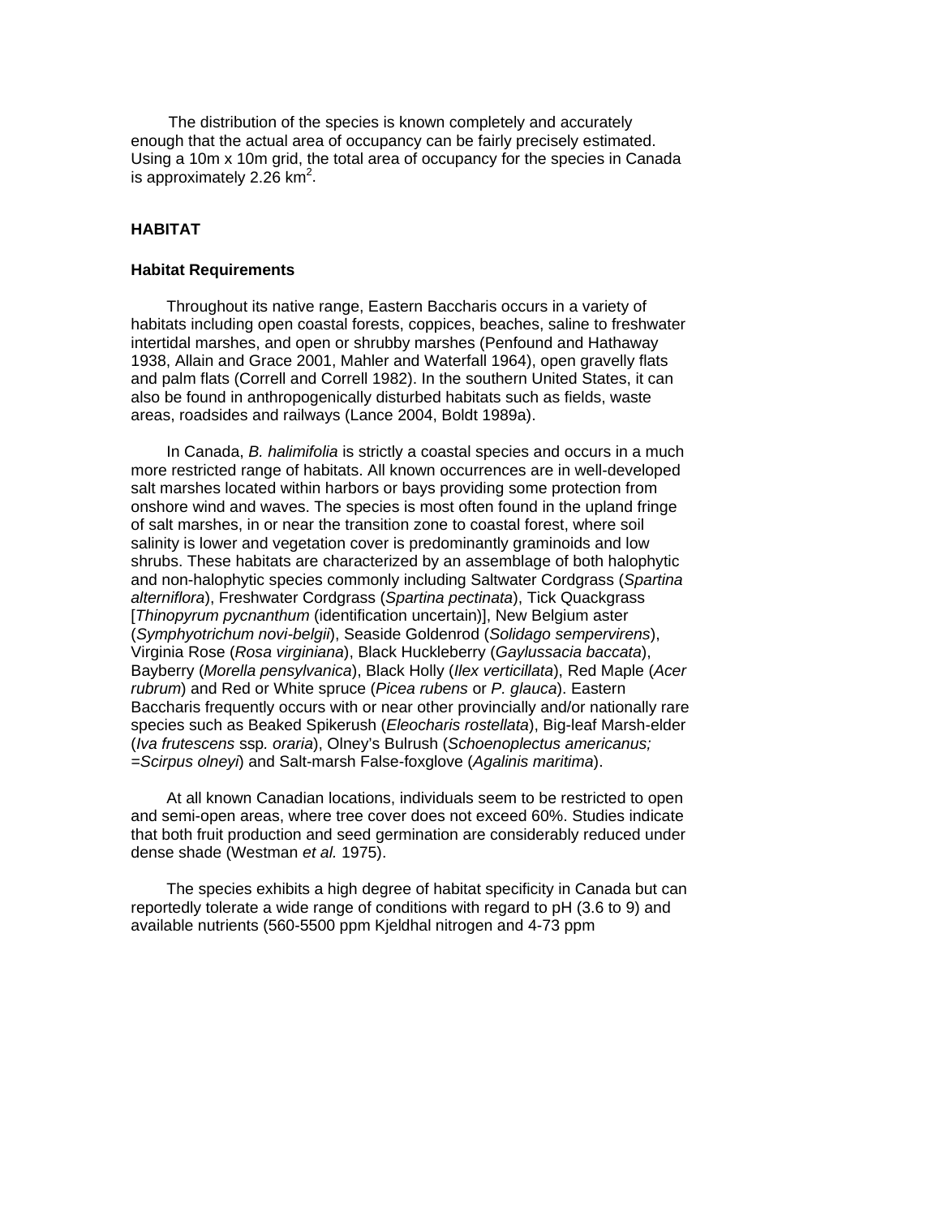The distribution of the species is known completely and accurately enough that the actual area of occupancy can be fairly precisely estimated. Using a 10m x 10m grid, the total area of occupancy for the species in Canada is approximately 2.26 $km^2$.

## HABITAT

### Habitat Requirements

Throughout its native range, Eastern Baccharis occurs in a variety of habitats including open coastal forests, coppices, beaches, saline to freshwater intertidal marshes, and open or shrubby marshes (Penfound and Hathaway 1938, Allain and Grace 2001, Mahler and Waterfall 1964), open gravelly flats and palm flats (Correll and Correll 1982). In the southern United States, it can also be found in anthropogenically disturbed habitats such as fields, waste areas, roadsides and railways (Lance 2004, Boldt 1989a).

In Canada, *B. halimifolia* is strictly a coastal species and occurs in a much more restricted range of habitats. All known occurrences are in well-developed salt marshes located within harbors or bays providing some protection from onshore wind and waves. The species is most often found in the upland fringe of salt marshes, in or near the transition zone to coastal forest, where soil salinity is lower and vegetation cover is predominantly graminoids and low shrubs. These habitats are characterized by an assemblage of both halophytic and non-halophytic species commonly including Saltwater Cordgrass (*Spartina alterniflora*), Freshwater Cordgrass (*Spartina pectinata*), Tick Quackgrass [*Thinopyrum pycnanthum* (identification uncertain)], New Belgium aster (*Symphyotrichum novi-belgii*), Seaside Goldenrod (*Solidago sempervirens*), Virginia Rose (*Rosa virginiana*), Black Huckleberry (*Gaylussacia baccata*), Bayberry (*Morella pensylvanica*), Black Holly (*Ilex verticillata*), Red Maple (*Acer rubrum*) and Red or White spruce (*Picea rubens* or *P. glauca*). Eastern Baccharis frequently occurs with or near other provincially and/or nationally rare species such as Beaked Spikerush (*Eleocharis rostellata*), Big-leaf Marsh-elder (*Iva frutescens* ssp. *oraria*), Olney's Bulrush (*Schoenoplectus americanus; =Scirpus olneyi*) and Salt-marsh False-foxglove (*Agalinis maritima*).

At all known Canadian locations, individuals seem to be restricted to open and semi-open areas, where tree cover does not exceed 60%. Studies indicate that both fruit production and seed germination are considerably reduced under dense shade (Westman *et al.* 1975).

The species exhibits a high degree of habitat specificity in Canada but can reportedly tolerate a wide range of conditions with regard to pH (3.6 to 9) and available nutrients (560-5500 ppm Kjeldhal nitrogen and 4-73 ppm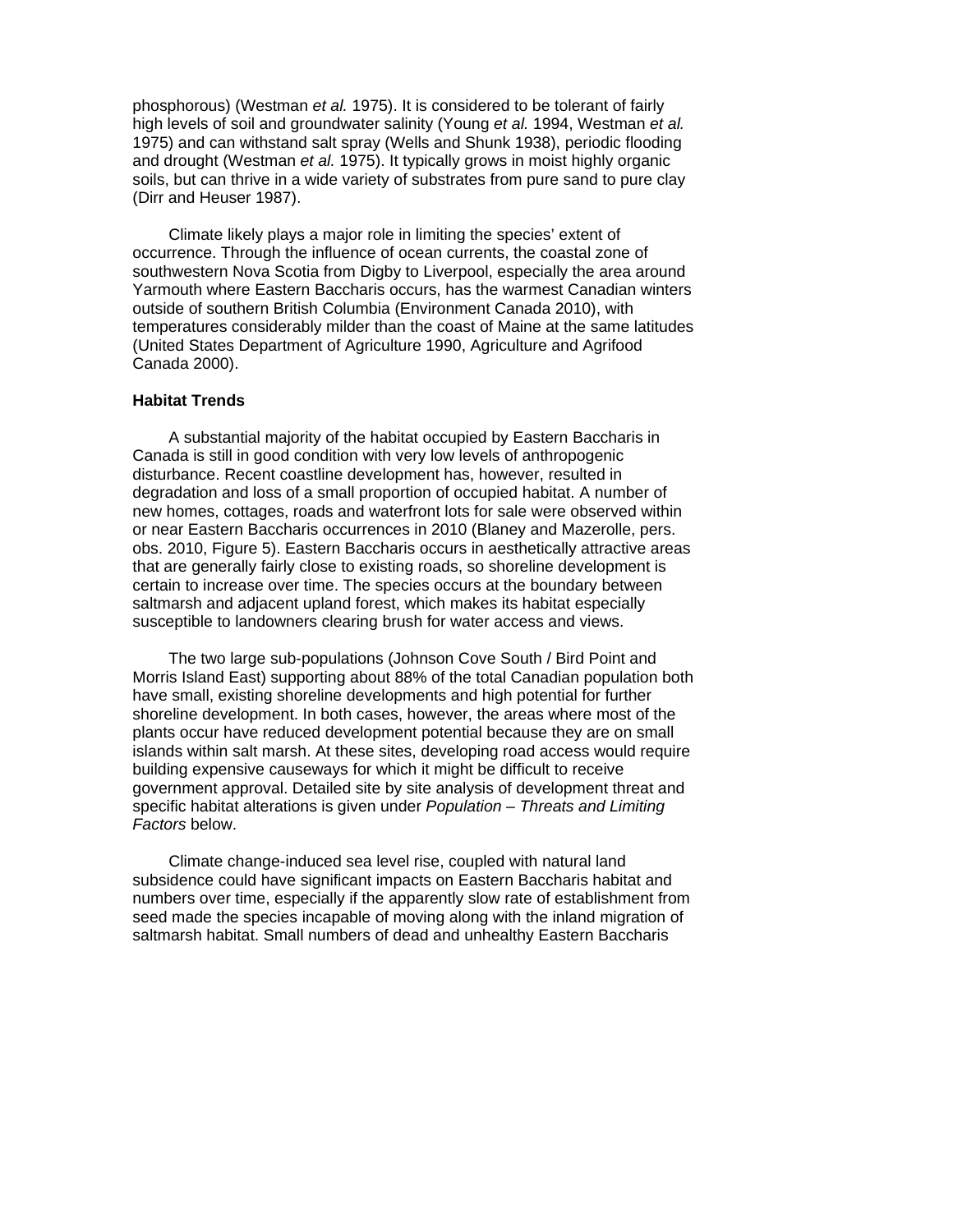phosphorous) (Westman *et al.* 1975). It is considered to be tolerant of fairly high levels of soil and groundwater salinity (Young *et al.* 1994, Westman *et al.* 1975) and can withstand salt spray (Wells and Shunk 1938), periodic flooding and drought (Westman *et al.* 1975). It typically grows in moist highly organic soils, but can thrive in a wide variety of substrates from pure sand to pure clay (Dirr and Heuser 1987).

Climate likely plays a major role in limiting the species' extent of occurrence. Through the influence of ocean currents, the coastal zone of southwestern Nova Scotia from Digby to Liverpool, especially the area around Yarmouth where Eastern Baccharis occurs, has the warmest Canadian winters outside of southern British Columbia (Environment Canada 2010), with temperatures considerably milder than the coast of Maine at the same latitudes (United States Department of Agriculture 1990, Agriculture and Agrifood Canada 2000).

**Habitat Trends**

A substantial majority of the habitat occupied by Eastern Baccharis in Canada is still in good condition with very low levels of anthropogenic disturbance. Recent coastline development has, however, resulted in degradation and loss of a small proportion of occupied habitat. A number of new homes, cottages, roads and waterfront lots for sale were observed within or near Eastern Baccharis occurrences in 2010 (Blaney and Mazerolle, pers. obs. 2010, Figure 5). Eastern Baccharis occurs in aesthetically attractive areas that are generally fairly close to existing roads, so shoreline development is certain to increase over time. The species occurs at the boundary between saltmarsh and adjacent upland forest, which makes its habitat especially susceptible to landowners clearing brush for water access and views.

The two large sub-populations (Johnson Cove South / Bird Point and Morris Island East) supporting about 88% of the total Canadian population both have small, existing shoreline developments and high potential for further shoreline development. In both cases, however, the areas where most of the plants occur have reduced development potential because they are on small islands within salt marsh. At these sites, developing road access would require building expensive causeways for which it might be difficult to receive government approval. Detailed site by site analysis of development threat and specific habitat alterations is given under *Population – Threats and Limiting Factors* below.

Climate change-induced sea level rise, coupled with natural land subsidence could have significant impacts on Eastern Baccharis habitat and numbers over time, especially if the apparently slow rate of establishment from seed made the species incapable of moving along with the inland migration of saltmarsh habitat. Small numbers of dead and unhealthy Eastern Baccharis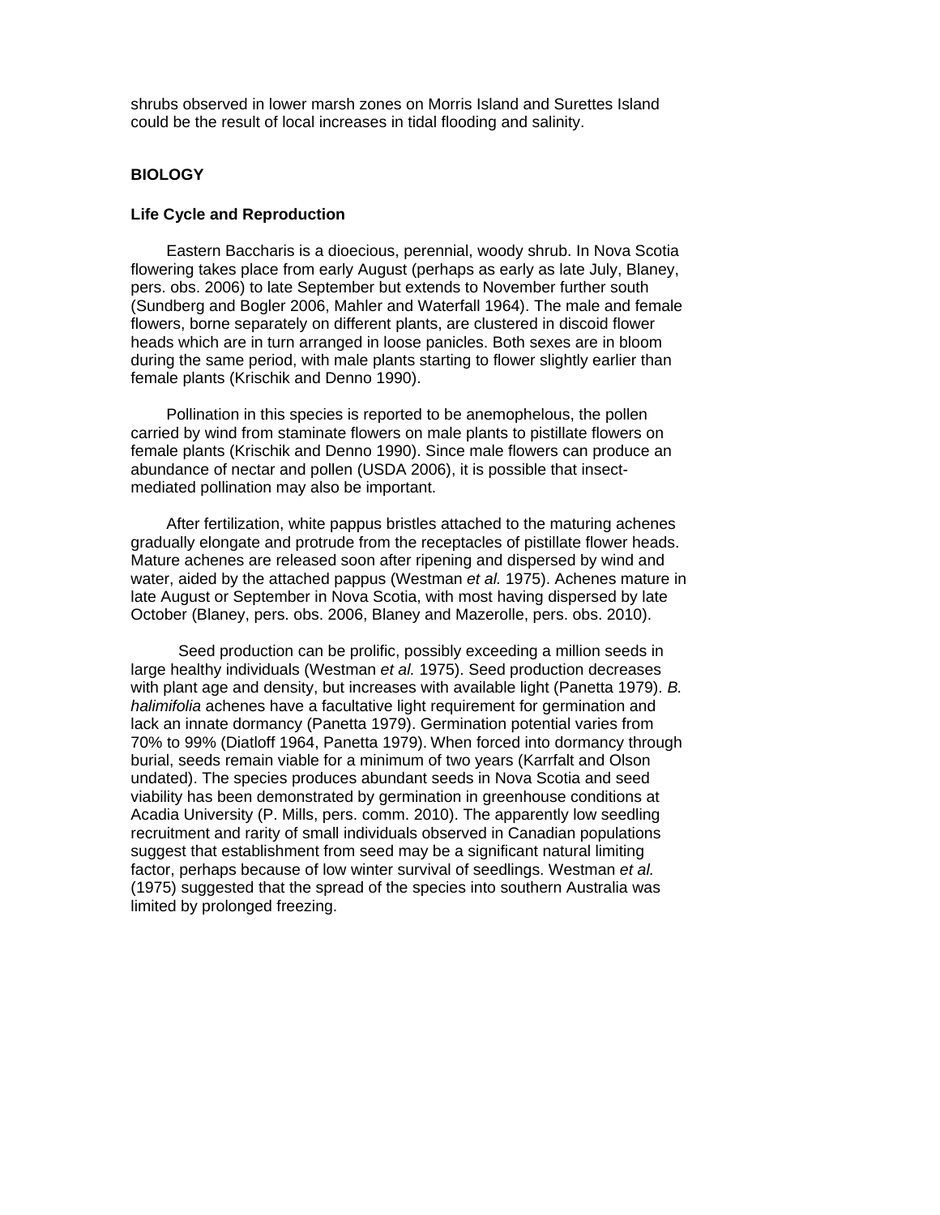shrubs observed in lower marsh zones on Morris Island and Surettes Island could be the result of local increases in tidal flooding and salinity.

## BIOLOGY

### Life Cycle and Reproduction

Eastern Baccharis is a dioecious, perennial, woody shrub. In Nova Scotia flowering takes place from early August (perhaps as early as late July, Blaney, pers. obs. 2006) to late September but extends to November further south (Sundberg and Bogler 2006, Mahler and Waterfall 1964). The male and female flowers, borne separately on different plants, are clustered in discoid flower heads which are in turn arranged in loose panicles. Both sexes are in bloom during the same period, with male plants starting to flower slightly earlier than female plants (Krischik and Denno 1990).

Pollination in this species is reported to be anemophelous, the pollen carried by wind from staminate flowers on male plants to pistillate flowers on female plants (Krischik and Denno 1990). Since male flowers can produce an abundance of nectar and pollen (USDA 2006), it is possible that insect-mediated pollination may also be important.

After fertilization, white pappus bristles attached to the maturing achenes gradually elongate and protrude from the receptacles of pistillate flower heads. Mature achenes are released soon after ripening and dispersed by wind and water, aided by the attached pappus (Westman *et al.* 1975). Achenes mature in late August or September in Nova Scotia, with most having dispersed by late October (Blaney, pers. obs. 2006, Blaney and Mazerolle, pers. obs. 2010).

Seed production can be prolific, possibly exceeding a million seeds in large healthy individuals (Westman *et al.* 1975). Seed production decreases with plant age and density, but increases with available light (Panetta 1979). *B. halimifolia* achenes have a facultative light requirement for germination and lack an innate dormancy (Panetta 1979). Germination potential varies from 70% to 99% (Diatloff 1964, Panetta 1979). When forced into dormancy through burial, seeds remain viable for a minimum of two years (Karrfalt and Olson undated). The species produces abundant seeds in Nova Scotia and seed viability has been demonstrated by germination in greenhouse conditions at Acadia University (P. Mills, pers. comm. 2010). The apparently low seedling recruitment and rarity of small individuals observed in Canadian populations suggest that establishment from seed may be a significant natural limiting factor, perhaps because of low winter survival of seedlings. Westman *et al.* (1975) suggested that the spread of the species into southern Australia was limited by prolonged freezing.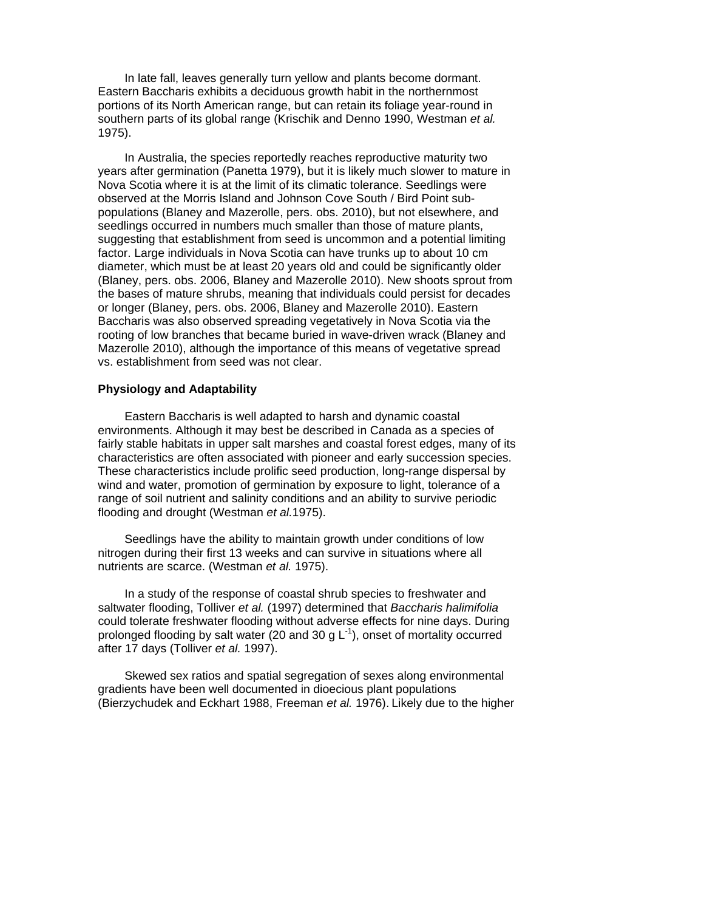In late fall, leaves generally turn yellow and plants become dormant. Eastern Baccharis exhibits a deciduous growth habit in the northernmost portions of its North American range, but can retain its foliage year-round in southern parts of its global range (Krischik and Denno 1990, Westman *et al.* 1975).

In Australia, the species reportedly reaches reproductive maturity two years after germination (Panetta 1979), but it is likely much slower to mature in Nova Scotia where it is at the limit of its climatic tolerance. Seedlings were observed at the Morris Island and Johnson Cove South / Bird Point sub-populations (Blaney and Mazerolle, pers. obs. 2010), but not elsewhere, and seedlings occurred in numbers much smaller than those of mature plants, suggesting that establishment from seed is uncommon and a potential limiting factor. Large individuals in Nova Scotia can have trunks up to about 10 cm diameter, which must be at least 20 years old and could be significantly older (Blaney, pers. obs. 2006, Blaney and Mazerolle 2010). New shoots sprout from the bases of mature shrubs, meaning that individuals could persist for decades or longer (Blaney, pers. obs. 2006, Blaney and Mazerolle 2010). Eastern Baccharis was also observed spreading vegetatively in Nova Scotia via the rooting of low branches that became buried in wave-driven wrack (Blaney and Mazerolle 2010), although the importance of this means of vegetative spread vs. establishment from seed was not clear.

**Physiology and Adaptability**

Eastern Baccharis is well adapted to harsh and dynamic coastal environments. Although it may best be described in Canada as a species of fairly stable habitats in upper salt marshes and coastal forest edges, many of its characteristics are often associated with pioneer and early succession species. These characteristics include prolific seed production, long-range dispersal by wind and water, promotion of germination by exposure to light, tolerance of a range of soil nutrient and salinity conditions and an ability to survive periodic flooding and drought (Westman *et al.*1975).

Seedlings have the ability to maintain growth under conditions of low nitrogen during their first 13 weeks and can survive in situations where all nutrients are scarce. (Westman *et al.* 1975).

In a study of the response of coastal shrub species to freshwater and saltwater flooding, Tolliver *et al.* (1997) determined that *Baccharis halimifolia* could tolerate freshwater flooding without adverse effects for nine days. During prolonged flooding by salt water (20 and 30 g $L^{-1}$), onset of mortality occurred after 17 days (Tolliver *et al.* 1997).

Skewed sex ratios and spatial segregation of sexes along environmental gradients have been well documented in dioecious plant populations (Bierzychudek and Eckhart 1988, Freeman *et al.* 1976). Likely due to the higher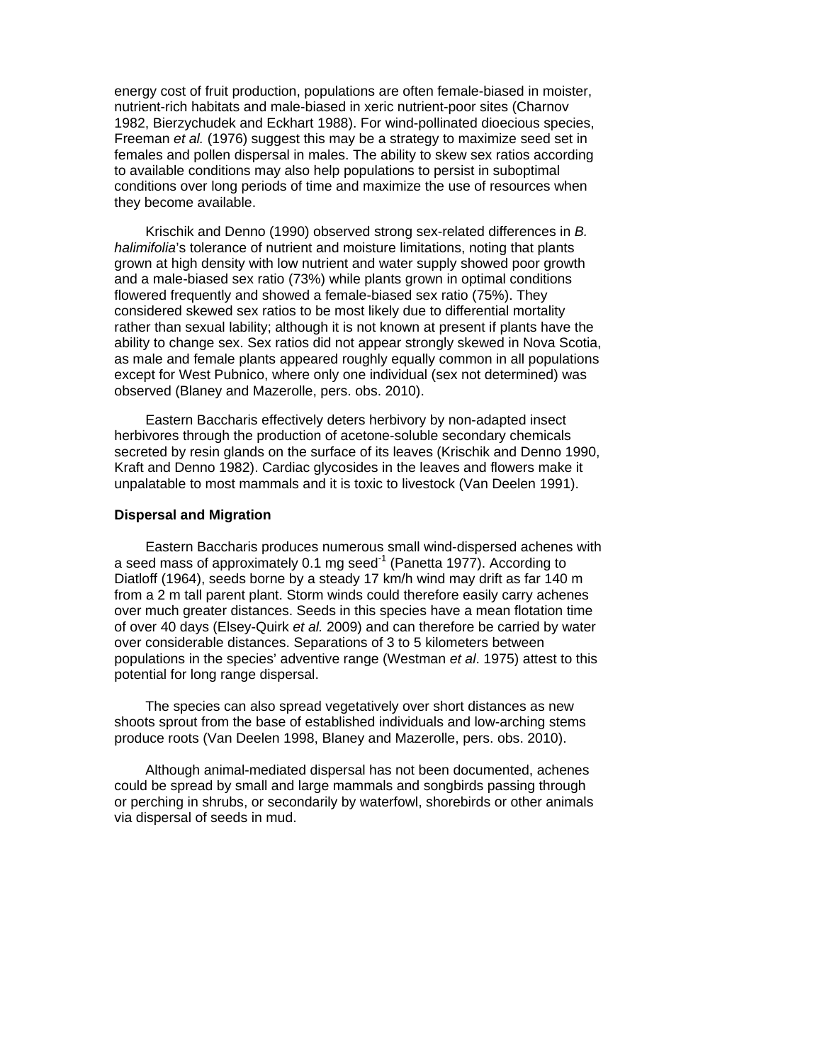energy cost of fruit production, populations are often female-biased in moister, nutrient-rich habitats and male-biased in xeric nutrient-poor sites (Charnov 1982, Bierzychudek and Eckhart 1988). For wind-pollinated dioecious species, Freeman *et al.* (1976) suggest this may be a strategy to maximize seed set in females and pollen dispersal in males. The ability to skew sex ratios according to available conditions may also help populations to persist in suboptimal conditions over long periods of time and maximize the use of resources when they become available.

Krischik and Denno (1990) observed strong sex-related differences in *B. halimifolia*'s tolerance of nutrient and moisture limitations, noting that plants grown at high density with low nutrient and water supply showed poor growth and a male-biased sex ratio (73%) while plants grown in optimal conditions flowered frequently and showed a female-biased sex ratio (75%). They considered skewed sex ratios to be most likely due to differential mortality rather than sexual lability; although it is not known at present if plants have the ability to change sex. Sex ratios did not appear strongly skewed in Nova Scotia, as male and female plants appeared roughly equally common in all populations except for West Pubnico, where only one individual (sex not determined) was observed (Blaney and Mazerolle, pers. obs. 2010).

Eastern Baccharis effectively deters herbivory by non-adapted insect herbivores through the production of acetone-soluble secondary chemicals secreted by resin glands on the surface of its leaves (Krischik and Denno 1990, Kraft and Denno 1982). Cardiac glycosides in the leaves and flowers make it unpalatable to most mammals and it is toxic to livestock (Van Deelen 1991).

**Dispersal and Migration**

Eastern Baccharis produces numerous small wind-dispersed achenes with a seed mass of approximately 0.1 mg seed$^{-1}$ (Panetta 1977). According to Diatloff (1964), seeds borne by a steady 17 km/h wind may drift as far 140 m from a 2 m tall parent plant. Storm winds could therefore easily carry achenes over much greater distances. Seeds in this species have a mean flotation time of over 40 days (Elsey-Quirk *et al.* 2009) and can therefore be carried by water over considerable distances. Separations of 3 to 5 kilometers between populations in the species' adventive range (Westman *et al*. 1975) attest to this potential for long range dispersal.

The species can also spread vegetatively over short distances as new shoots sprout from the base of established individuals and low-arching stems produce roots (Van Deelen 1998, Blaney and Mazerolle, pers. obs. 2010).

Although animal-mediated dispersal has not been documented, achenes could be spread by small and large mammals and songbirds passing through or perching in shrubs, or secondarily by waterfowl, shorebirds or other animals via dispersal of seeds in mud.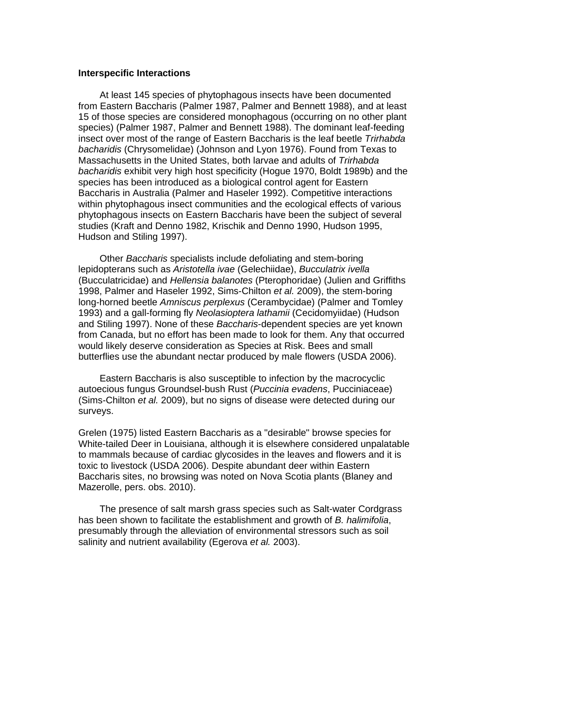### Interspecific Interactions

At least 145 species of phytophagous insects have been documented from Eastern Baccharis (Palmer 1987, Palmer and Bennett 1988), and at least 15 of those species are considered monophagous (occurring on no other plant species) (Palmer 1987, Palmer and Bennett 1988). The dominant leaf-feeding insect over most of the range of Eastern Baccharis is the leaf beetle *Trirhabda bacharidis* (Chrysomelidae) (Johnson and Lyon 1976). Found from Texas to Massachusetts in the United States, both larvae and adults of *Trirhabda bacharidis* exhibit very high host specificity (Hogue 1970, Boldt 1989b) and the species has been introduced as a biological control agent for Eastern Baccharis in Australia (Palmer and Haseler 1992). Competitive interactions within phytophagous insect communities and the ecological effects of various phytophagous insects on Eastern Baccharis have been the subject of several studies (Kraft and Denno 1982, Krischik and Denno 1990, Hudson 1995, Hudson and Stiling 1997).

Other *Baccharis* specialists include defoliating and stem-boring lepidopterans such as *Aristotella ivae* (Gelechiidae), *Bucculatrix ivella* (Bucculatricidae) and *Hellensia balanotes* (Pterophoridae) (Julien and Griffiths 1998, Palmer and Haseler 1992, Sims-Chilton *et al.* 2009), the stem-boring long-horned beetle *Amniscus perplexus* (Cerambycidae) (Palmer and Tomley 1993) and a gall-forming fly *Neolasioptera lathamii* (Cecidomyiidae) (Hudson and Stiling 1997). None of these *Baccharis*-dependent species are yet known from Canada, but no effort has been made to look for them. Any that occurred would likely deserve consideration as Species at Risk. Bees and small butterflies use the abundant nectar produced by male flowers (USDA 2006).

Eastern Baccharis is also susceptible to infection by the macrocyclic autoecious fungus Groundsel-bush Rust (*Puccinia evadens*, Pucciniaceae) (Sims-Chilton *et al.* 2009), but no signs of disease were detected during our surveys.

Grelen (1975) listed Eastern Baccharis as a "desirable" browse species for White-tailed Deer in Louisiana, although it is elsewhere considered unpalatable to mammals because of cardiac glycosides in the leaves and flowers and it is toxic to livestock (USDA 2006). Despite abundant deer within Eastern Baccharis sites, no browsing was noted on Nova Scotia plants (Blaney and Mazerolle, pers. obs. 2010).

The presence of salt marsh grass species such as Salt-water Cordgrass has been shown to facilitate the establishment and growth of *B. halimifolia*, presumably through the alleviation of environmental stressors such as soil salinity and nutrient availability (Egerova *et al.* 2003).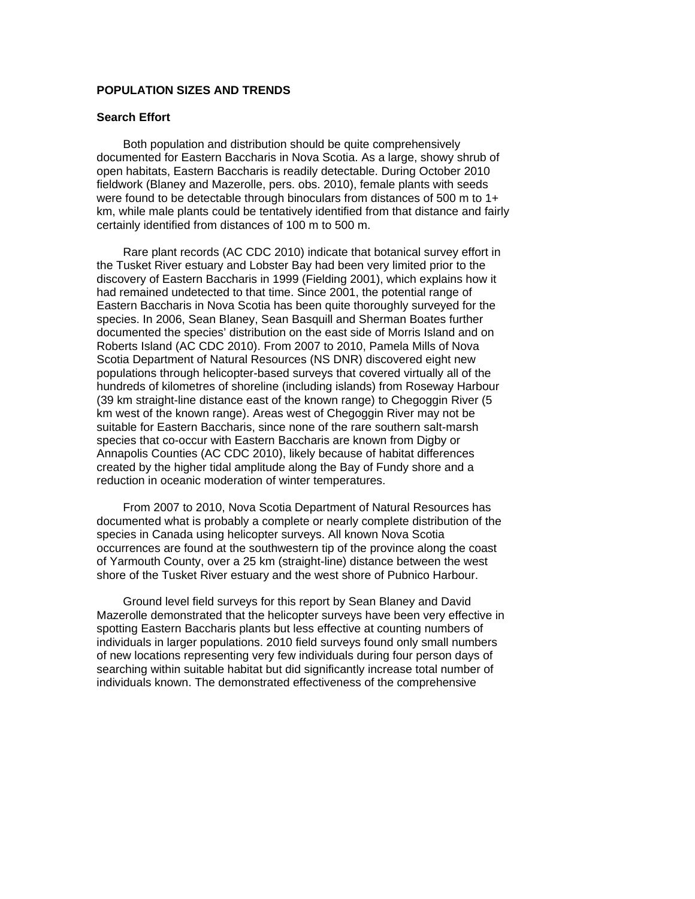## POPULATION SIZES AND TRENDS

### Search Effort

Both population and distribution should be quite comprehensively documented for Eastern Baccharis in Nova Scotia. As a large, showy shrub of open habitats, Eastern Baccharis is readily detectable. During October 2010 fieldwork (Blaney and Mazerolle, pers. obs. 2010), female plants with seeds were found to be detectable through binoculars from distances of 500 m to 1+ km, while male plants could be tentatively identified from that distance and fairly certainly identified from distances of 100 m to 500 m.

Rare plant records (AC CDC 2010) indicate that botanical survey effort in the Tusket River estuary and Lobster Bay had been very limited prior to the discovery of Eastern Baccharis in 1999 (Fielding 2001), which explains how it had remained undetected to that time. Since 2001, the potential range of Eastern Baccharis in Nova Scotia has been quite thoroughly surveyed for the species. In 2006, Sean Blaney, Sean Basquill and Sherman Boates further documented the species' distribution on the east side of Morris Island and on Roberts Island (AC CDC 2010). From 2007 to 2010, Pamela Mills of Nova Scotia Department of Natural Resources (NS DNR) discovered eight new populations through helicopter-based surveys that covered virtually all of the hundreds of kilometres of shoreline (including islands) from Roseway Harbour (39 km straight-line distance east of the known range) to Chegoggin River (5 km west of the known range). Areas west of Chegoggin River may not be suitable for Eastern Baccharis, since none of the rare southern salt-marsh species that co-occur with Eastern Baccharis are known from Digby or Annapolis Counties (AC CDC 2010), likely because of habitat differences created by the higher tidal amplitude along the Bay of Fundy shore and a reduction in oceanic moderation of winter temperatures.

From 2007 to 2010, Nova Scotia Department of Natural Resources has documented what is probably a complete or nearly complete distribution of the species in Canada using helicopter surveys. All known Nova Scotia occurrences are found at the southwestern tip of the province along the coast of Yarmouth County, over a 25 km (straight-line) distance between the west shore of the Tusket River estuary and the west shore of Pubnico Harbour.

Ground level field surveys for this report by Sean Blaney and David Mazerolle demonstrated that the helicopter surveys have been very effective in spotting Eastern Baccharis plants but less effective at counting numbers of individuals in larger populations. 2010 field surveys found only small numbers of new locations representing very few individuals during four person days of searching within suitable habitat but did significantly increase total number of individuals known. The demonstrated effectiveness of the comprehensive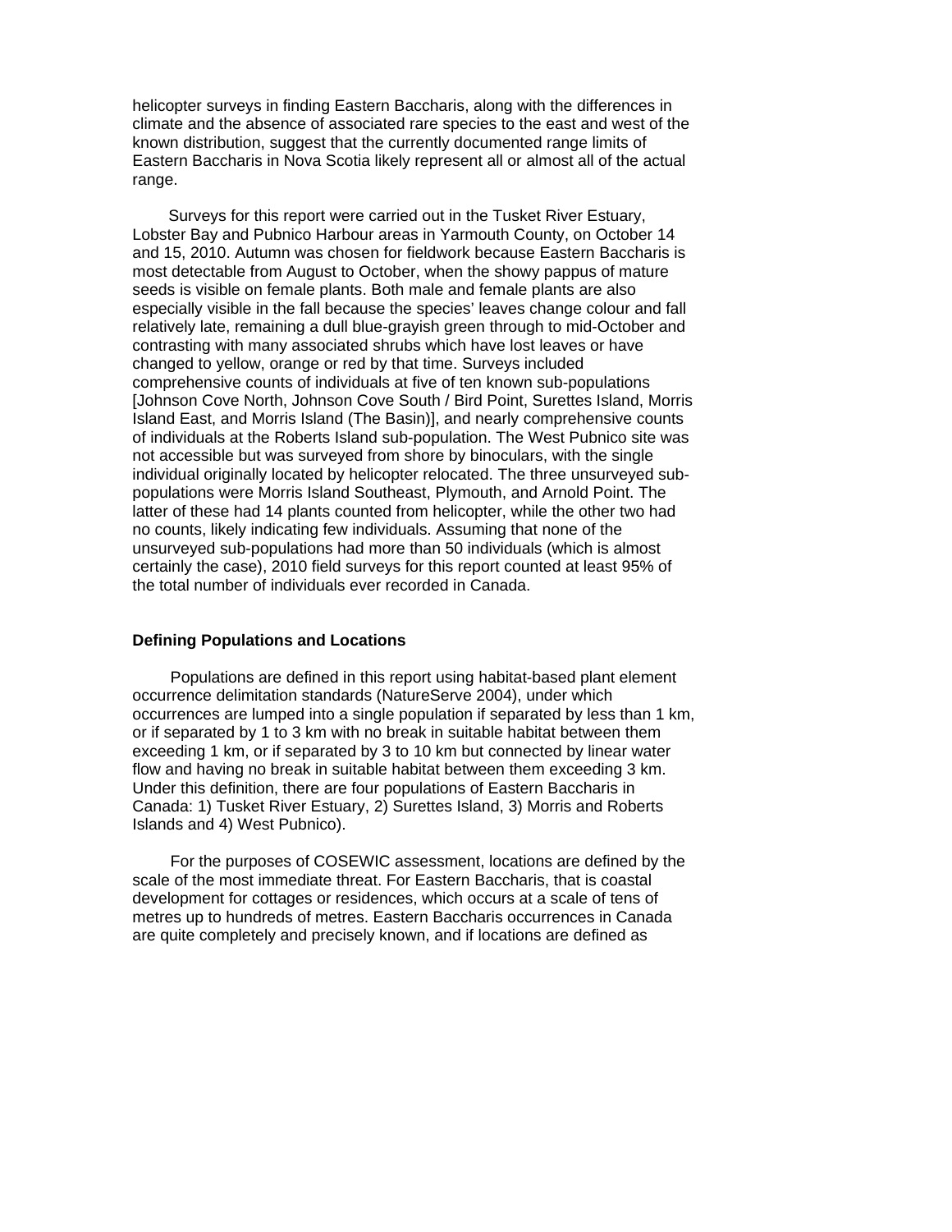helicopter surveys in finding Eastern Baccharis, along with the differences in climate and the absence of associated rare species to the east and west of the known distribution, suggest that the currently documented range limits of Eastern Baccharis in Nova Scotia likely represent all or almost all of the actual range.

Surveys for this report were carried out in the Tusket River Estuary, Lobster Bay and Pubnico Harbour areas in Yarmouth County, on October 14 and 15, 2010. Autumn was chosen for fieldwork because Eastern Baccharis is most detectable from August to October, when the showy pappus of mature seeds is visible on female plants. Both male and female plants are also especially visible in the fall because the species' leaves change colour and fall relatively late, remaining a dull blue-grayish green through to mid-October and contrasting with many associated shrubs which have lost leaves or have changed to yellow, orange or red by that time. Surveys included comprehensive counts of individuals at five of ten known sub-populations [Johnson Cove North, Johnson Cove South / Bird Point, Surettes Island, Morris Island East, and Morris Island (The Basin)], and nearly comprehensive counts of individuals at the Roberts Island sub-population. The West Pubnico site was not accessible but was surveyed from shore by binoculars, with the single individual originally located by helicopter relocated. The three unsurveyed sub-populations were Morris Island Southeast, Plymouth, and Arnold Point. The latter of these had 14 plants counted from helicopter, while the other two had no counts, likely indicating few individuals. Assuming that none of the unsurveyed sub-populations had more than 50 individuals (which is almost certainly the case), 2010 field surveys for this report counted at least 95% of the total number of individuals ever recorded in Canada.

**Defining Populations and Locations**

Populations are defined in this report using habitat-based plant element occurrence delimitation standards (NatureServe 2004), under which occurrences are lumped into a single population if separated by less than 1 km, or if separated by 1 to 3 km with no break in suitable habitat between them exceeding 1 km, or if separated by 3 to 10 km but connected by linear water flow and having no break in suitable habitat between them exceeding 3 km. Under this definition, there are four populations of Eastern Baccharis in Canada: 1) Tusket River Estuary, 2) Surettes Island, 3) Morris and Roberts Islands and 4) West Pubnico).

For the purposes of COSEWIC assessment, locations are defined by the scale of the most immediate threat. For Eastern Baccharis, that is coastal development for cottages or residences, which occurs at a scale of tens of metres up to hundreds of metres. Eastern Baccharis occurrences in Canada are quite completely and precisely known, and if locations are defined as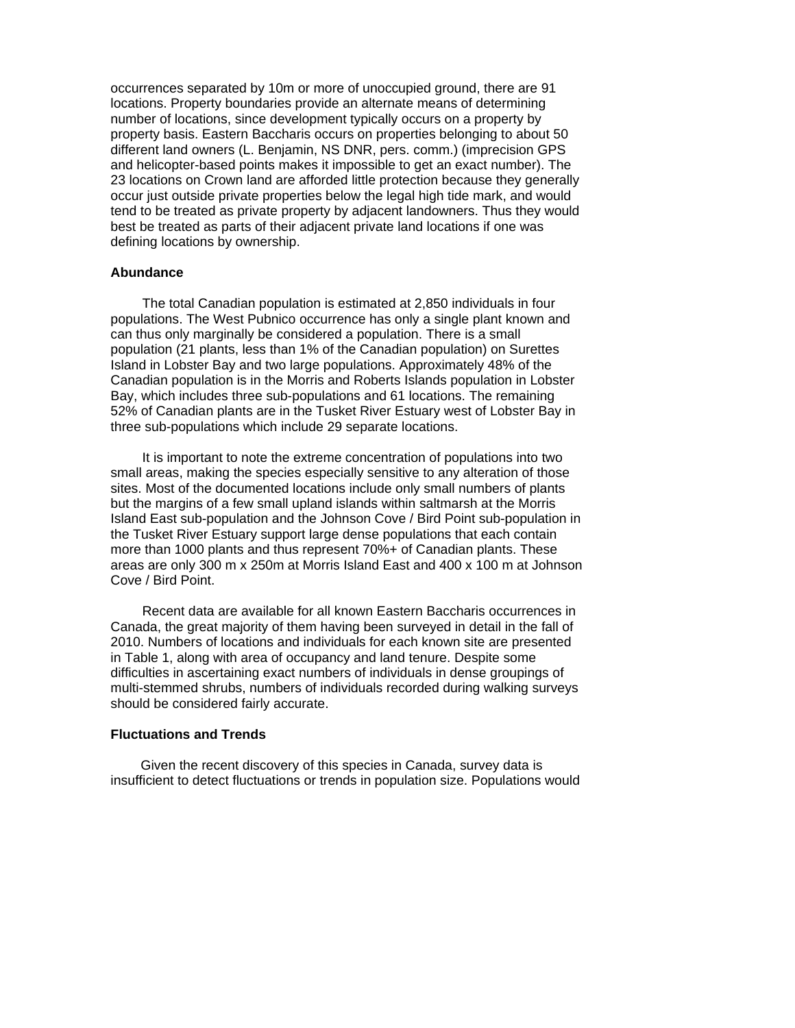occurrences separated by 10m or more of unoccupied ground, there are 91 locations. Property boundaries provide an alternate means of determining number of locations, since development typically occurs on a property by property basis. Eastern Baccharis occurs on properties belonging to about 50 different land owners (L. Benjamin, NS DNR, pers. comm.) (imprecision GPS and helicopter-based points makes it impossible to get an exact number). The 23 locations on Crown land are afforded little protection because they generally occur just outside private properties below the legal high tide mark, and would tend to be treated as private property by adjacent landowners. Thus they would best be treated as parts of their adjacent private land locations if one was defining locations by ownership.

### Abundance

The total Canadian population is estimated at 2,850 individuals in four populations. The West Pubnico occurrence has only a single plant known and can thus only marginally be considered a population. There is a small population (21 plants, less than 1% of the Canadian population) on Surettes Island in Lobster Bay and two large populations. Approximately 48% of the Canadian population is in the Morris and Roberts Islands population in Lobster Bay, which includes three sub-populations and 61 locations. The remaining 52% of Canadian plants are in the Tusket River Estuary west of Lobster Bay in three sub-populations which include 29 separate locations.

It is important to note the extreme concentration of populations into two small areas, making the species especially sensitive to any alteration of those sites. Most of the documented locations include only small numbers of plants but the margins of a few small upland islands within saltmarsh at the Morris Island East sub-population and the Johnson Cove / Bird Point sub-population in the Tusket River Estuary support large dense populations that each contain more than 1000 plants and thus represent 70%+ of Canadian plants. These areas are only 300 m x 250m at Morris Island East and 400 x 100 m at Johnson Cove / Bird Point.

Recent data are available for all known Eastern Baccharis occurrences in Canada, the great majority of them having been surveyed in detail in the fall of 2010. Numbers of locations and individuals for each known site are presented in Table 1, along with area of occupancy and land tenure. Despite some difficulties in ascertaining exact numbers of individuals in dense groupings of multi-stemmed shrubs, numbers of individuals recorded during walking surveys should be considered fairly accurate.

### Fluctuations and Trends

Given the recent discovery of this species in Canada, survey data is insufficient to detect fluctuations or trends in population size. Populations would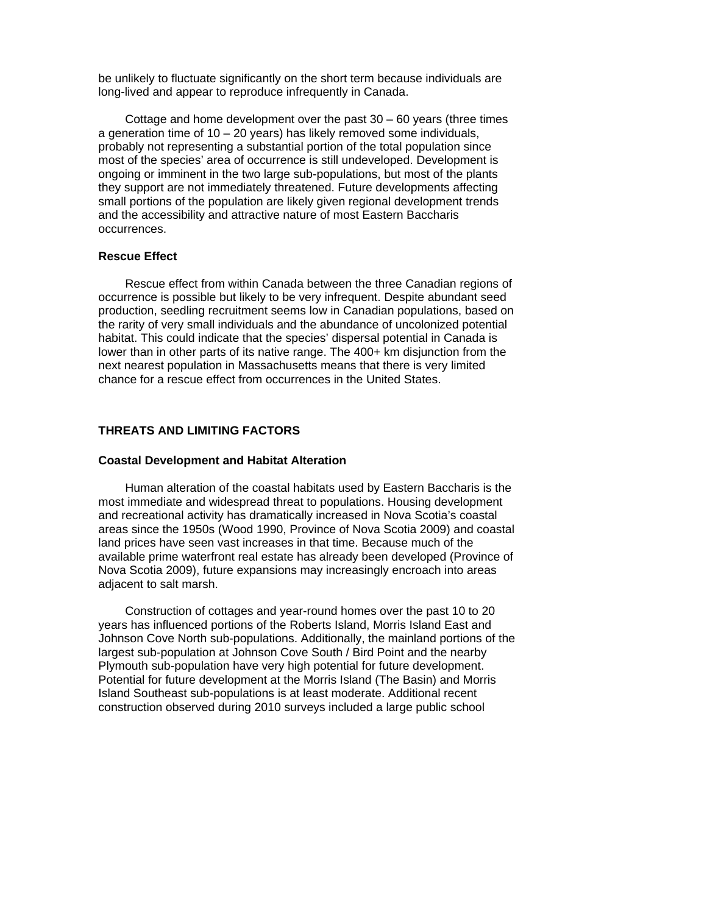be unlikely to fluctuate significantly on the short term because individuals are long-lived and appear to reproduce infrequently in Canada.

Cottage and home development over the past 30 – 60 years (three times a generation time of 10 – 20 years) has likely removed some individuals, probably not representing a substantial portion of the total population since most of the species' area of occurrence is still undeveloped. Development is ongoing or imminent in the two large sub-populations, but most of the plants they support are not immediately threatened. Future developments affecting small portions of the population are likely given regional development trends and the accessibility and attractive nature of most Eastern Baccharis occurrences.

### Rescue Effect

Rescue effect from within Canada between the three Canadian regions of occurrence is possible but likely to be very infrequent. Despite abundant seed production, seedling recruitment seems low in Canadian populations, based on the rarity of very small individuals and the abundance of uncolonized potential habitat. This could indicate that the species' dispersal potential in Canada is lower than in other parts of its native range. The 400+ km disjunction from the next nearest population in Massachusetts means that there is very limited chance for a rescue effect from occurrences in the United States.

## THREATS AND LIMITING FACTORS

### Coastal Development and Habitat Alteration

Human alteration of the coastal habitats used by Eastern Baccharis is the most immediate and widespread threat to populations. Housing development and recreational activity has dramatically increased in Nova Scotia's coastal areas since the 1950s (Wood 1990, Province of Nova Scotia 2009) and coastal land prices have seen vast increases in that time. Because much of the available prime waterfront real estate has already been developed (Province of Nova Scotia 2009), future expansions may increasingly encroach into areas adjacent to salt marsh.

Construction of cottages and year-round homes over the past 10 to 20 years has influenced portions of the Roberts Island, Morris Island East and Johnson Cove North sub-populations. Additionally, the mainland portions of the largest sub-population at Johnson Cove South / Bird Point and the nearby Plymouth sub-population have very high potential for future development. Potential for future development at the Morris Island (The Basin) and Morris Island Southeast sub-populations is at least moderate. Additional recent construction observed during 2010 surveys included a large public school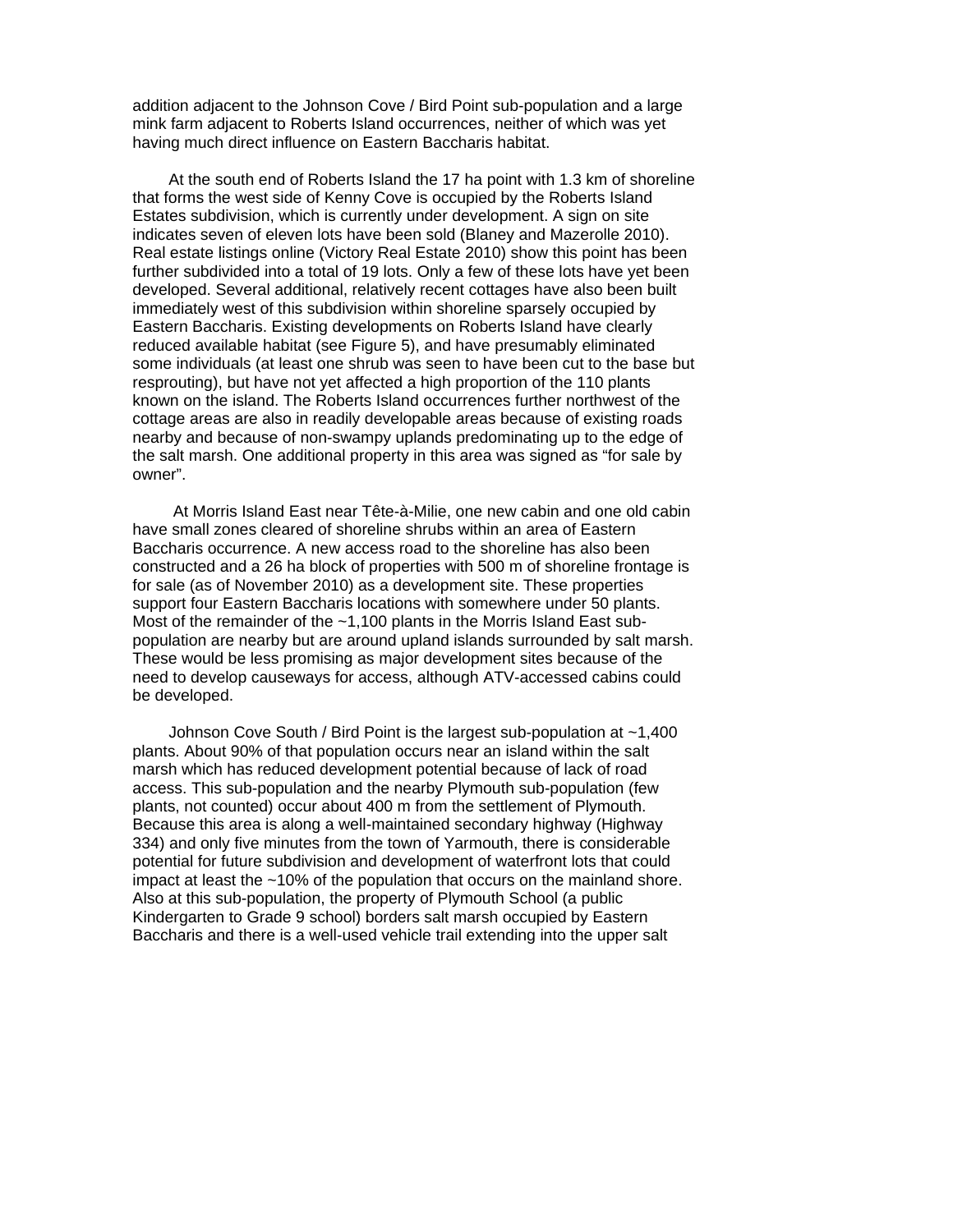addition adjacent to the Johnson Cove / Bird Point sub-population and a large mink farm adjacent to Roberts Island occurrences, neither of which was yet having much direct influence on Eastern Baccharis habitat.

At the south end of Roberts Island the 17 ha point with 1.3 km of shoreline that forms the west side of Kenny Cove is occupied by the Roberts Island Estates subdivision, which is currently under development. A sign on site indicates seven of eleven lots have been sold (Blaney and Mazerolle 2010). Real estate listings online (Victory Real Estate 2010) show this point has been further subdivided into a total of 19 lots. Only a few of these lots have yet been developed. Several additional, relatively recent cottages have also been built immediately west of this subdivision within shoreline sparsely occupied by Eastern Baccharis. Existing developments on Roberts Island have clearly reduced available habitat (see Figure 5), and have presumably eliminated some individuals (at least one shrub was seen to have been cut to the base but resprouting), but have not yet affected a high proportion of the 110 plants known on the island. The Roberts Island occurrences further northwest of the cottage areas are also in readily developable areas because of existing roads nearby and because of non-swampy uplands predominating up to the edge of the salt marsh. One additional property in this area was signed as “for sale by owner”.

At Morris Island East near Tête-à-Milie, one new cabin and one old cabin have small zones cleared of shoreline shrubs within an area of Eastern Baccharis occurrence. A new access road to the shoreline has also been constructed and a 26 ha block of properties with 500 m of shoreline frontage is for sale (as of November 2010) as a development site. These properties support four Eastern Baccharis locations with somewhere under 50 plants. Most of the remainder of the ~1,100 plants in the Morris Island East sub-population are nearby but are around upland islands surrounded by salt marsh. These would be less promising as major development sites because of the need to develop causeways for access, although ATV-accessed cabins could be developed.

Johnson Cove South / Bird Point is the largest sub-population at ~1,400 plants. About 90% of that population occurs near an island within the salt marsh which has reduced development potential because of lack of road access. This sub-population and the nearby Plymouth sub-population (few plants, not counted) occur about 400 m from the settlement of Plymouth. Because this area is along a well-maintained secondary highway (Highway 334) and only five minutes from the town of Yarmouth, there is considerable potential for future subdivision and development of waterfront lots that could impact at least the ~10% of the population that occurs on the mainland shore. Also at this sub-population, the property of Plymouth School (a public Kindergarten to Grade 9 school) borders salt marsh occupied by Eastern Baccharis and there is a well-used vehicle trail extending into the upper salt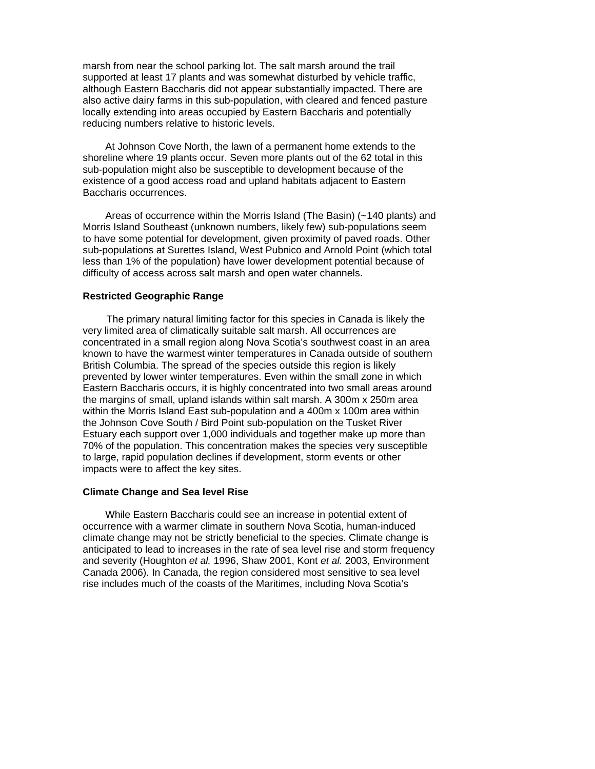marsh from near the school parking lot. The salt marsh around the trail supported at least 17 plants and was somewhat disturbed by vehicle traffic, although Eastern Baccharis did not appear substantially impacted. There are also active dairy farms in this sub-population, with cleared and fenced pasture locally extending into areas occupied by Eastern Baccharis and potentially reducing numbers relative to historic levels.

At Johnson Cove North, the lawn of a permanent home extends to the shoreline where 19 plants occur. Seven more plants out of the 62 total in this sub-population might also be susceptible to development because of the existence of a good access road and upland habitats adjacent to Eastern Baccharis occurrences.

Areas of occurrence within the Morris Island (The Basin) (~140 plants) and Morris Island Southeast (unknown numbers, likely few) sub-populations seem to have some potential for development, given proximity of paved roads. Other sub-populations at Surettes Island, West Pubnico and Arnold Point (which total less than 1% of the population) have lower development potential because of difficulty of access across salt marsh and open water channels.

**Restricted Geographic Range**

The primary natural limiting factor for this species in Canada is likely the very limited area of climatically suitable salt marsh. All occurrences are concentrated in a small region along Nova Scotia's southwest coast in an area known to have the warmest winter temperatures in Canada outside of southern British Columbia. The spread of the species outside this region is likely prevented by lower winter temperatures. Even within the small zone in which Eastern Baccharis occurs, it is highly concentrated into two small areas around the margins of small, upland islands within salt marsh. A 300m x 250m area within the Morris Island East sub-population and a 400m x 100m area within the Johnson Cove South / Bird Point sub-population on the Tusket River Estuary each support over 1,000 individuals and together make up more than 70% of the population. This concentration makes the species very susceptible to large, rapid population declines if development, storm events or other impacts were to affect the key sites.

**Climate Change and Sea level Rise**

While Eastern Baccharis could see an increase in potential extent of occurrence with a warmer climate in southern Nova Scotia, human-induced climate change may not be strictly beneficial to the species. Climate change is anticipated to lead to increases in the rate of sea level rise and storm frequency and severity (Houghton *et al.* 1996, Shaw 2001, Kont *et al.* 2003, Environment Canada 2006). In Canada, the region considered most sensitive to sea level rise includes much of the coasts of the Maritimes, including Nova Scotia's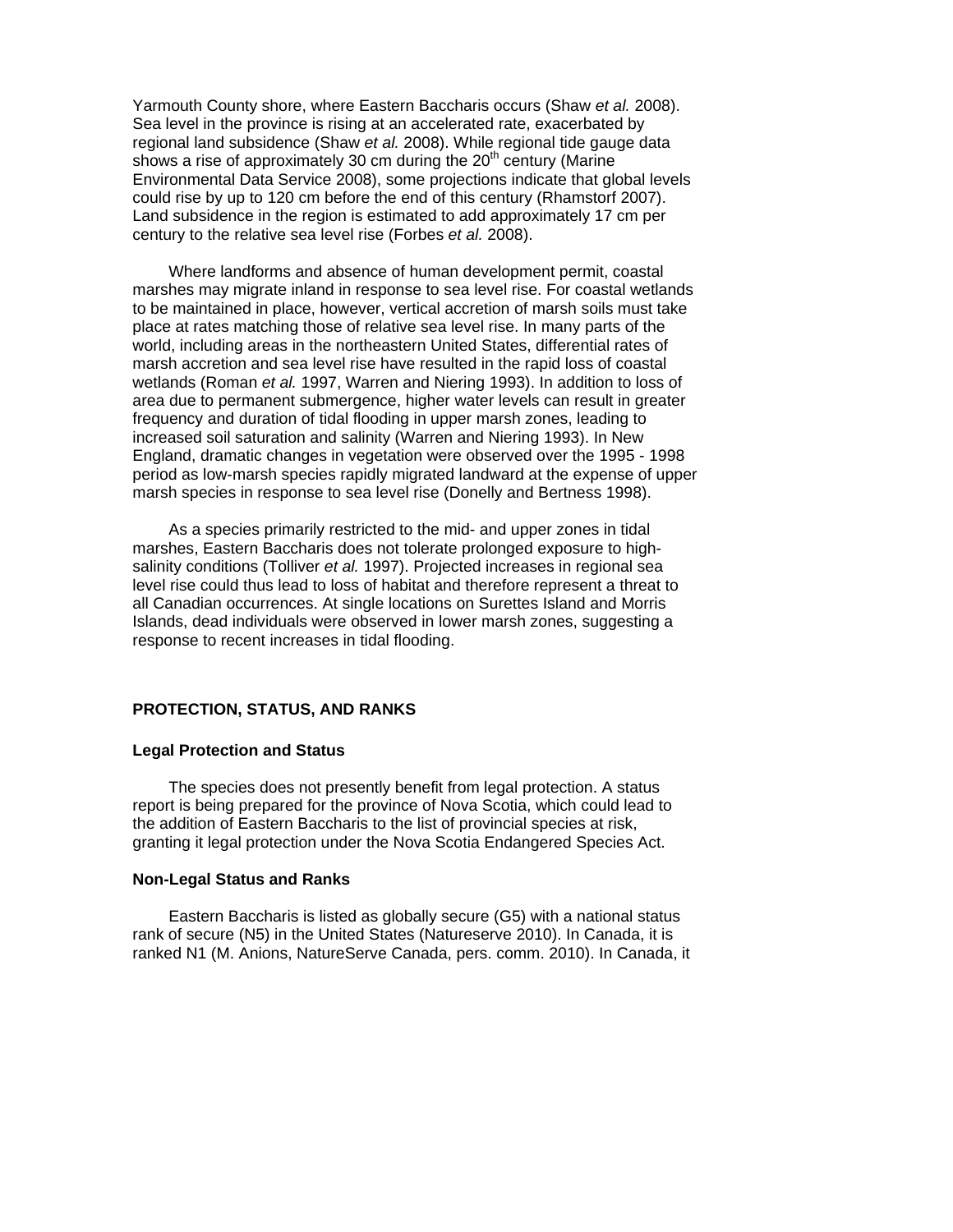Yarmouth County shore, where Eastern Baccharis occurs (Shaw *et al.* 2008). Sea level in the province is rising at an accelerated rate, exacerbated by regional land subsidence (Shaw *et al.* 2008). While regional tide gauge data shows a rise of approximately 30 cm during the 20th century (Marine Environmental Data Service 2008), some projections indicate that global levels could rise by up to 120 cm before the end of this century (Rhamstorf 2007). Land subsidence in the region is estimated to add approximately 17 cm per century to the relative sea level rise (Forbes *et al.* 2008).

Where landforms and absence of human development permit, coastal marshes may migrate inland in response to sea level rise. For coastal wetlands to be maintained in place, however, vertical accretion of marsh soils must take place at rates matching those of relative sea level rise. In many parts of the world, including areas in the northeastern United States, differential rates of marsh accretion and sea level rise have resulted in the rapid loss of coastal wetlands (Roman *et al.* 1997, Warren and Niering 1993). In addition to loss of area due to permanent submergence, higher water levels can result in greater frequency and duration of tidal flooding in upper marsh zones, leading to increased soil saturation and salinity (Warren and Niering 1993). In New England, dramatic changes in vegetation were observed over the 1995 - 1998 period as low-marsh species rapidly migrated landward at the expense of upper marsh species in response to sea level rise (Donelly and Bertness 1998).

As a species primarily restricted to the mid- and upper zones in tidal marshes, Eastern Baccharis does not tolerate prolonged exposure to high-salinity conditions (Tolliver *et al.* 1997). Projected increases in regional sea level rise could thus lead to loss of habitat and therefore represent a threat to all Canadian occurrences. At single locations on Surettes Island and Morris Islands, dead individuals were observed in lower marsh zones, suggesting a response to recent increases in tidal flooding.

## PROTECTION, STATUS, AND RANKS

### Legal Protection and Status

The species does not presently benefit from legal protection. A status report is being prepared for the province of Nova Scotia, which could lead to the addition of Eastern Baccharis to the list of provincial species at risk, granting it legal protection under the Nova Scotia Endangered Species Act.

### Non-Legal Status and Ranks

Eastern Baccharis is listed as globally secure (G5) with a national status rank of secure (N5) in the United States (Natureserve 2010). In Canada, it is ranked N1 (M. Anions, NatureServe Canada, pers. comm. 2010). In Canada, it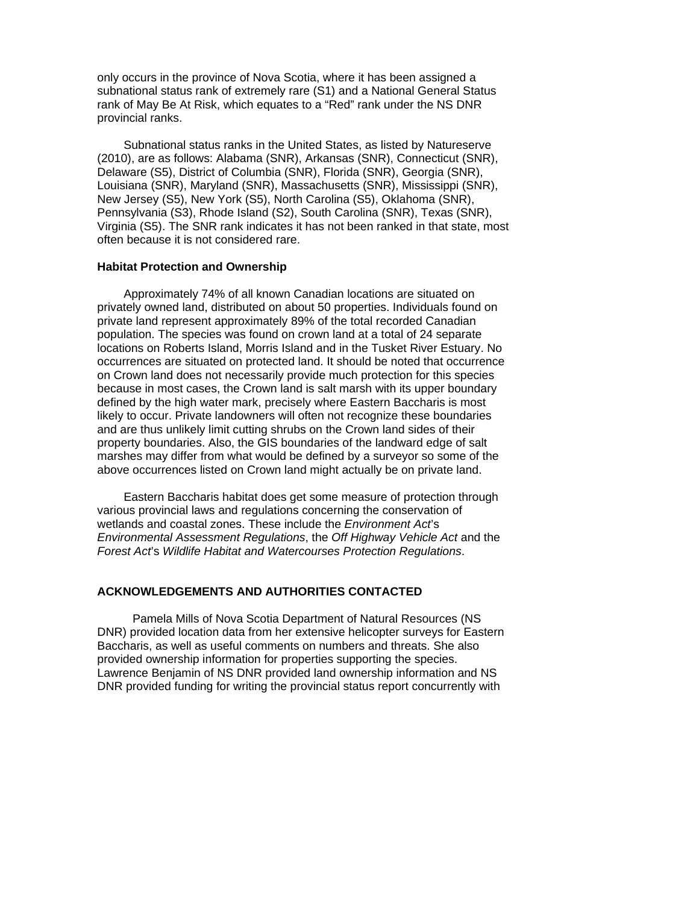only occurs in the province of Nova Scotia, where it has been assigned a subnational status rank of extremely rare (S1) and a National General Status rank of May Be At Risk, which equates to a “Red” rank under the NS DNR provincial ranks.

Subnational status ranks in the United States, as listed by Natureserve (2010), are as follows: Alabama (SNR), Arkansas (SNR), Connecticut (SNR), Delaware (S5), District of Columbia (SNR), Florida (SNR), Georgia (SNR), Louisiana (SNR), Maryland (SNR), Massachusetts (SNR), Mississippi (SNR), New Jersey (S5), New York (S5), North Carolina (S5), Oklahoma (SNR), Pennsylvania (S3), Rhode Island (S2), South Carolina (SNR), Texas (SNR), Virginia (S5). The SNR rank indicates it has not been ranked in that state, most often because it is not considered rare.

### Habitat Protection and Ownership

Approximately 74% of all known Canadian locations are situated on privately owned land, distributed on about 50 properties. Individuals found on private land represent approximately 89% of the total recorded Canadian population. The species was found on crown land at a total of 24 separate locations on Roberts Island, Morris Island and in the Tusket River Estuary. No occurrences are situated on protected land. It should be noted that occurrence on Crown land does not necessarily provide much protection for this species because in most cases, the Crown land is salt marsh with its upper boundary defined by the high water mark, precisely where Eastern Baccharis is most likely to occur. Private landowners will often not recognize these boundaries and are thus unlikely limit cutting shrubs on the Crown land sides of their property boundaries. Also, the GIS boundaries of the landward edge of salt marshes may differ from what would be defined by a surveyor so some of the above occurrences listed on Crown land might actually be on private land.

Eastern Baccharis habitat does get some measure of protection through various provincial laws and regulations concerning the conservation of wetlands and coastal zones. These include the *Environment Act*’s *Environmental Assessment Regulations*, the *Off Highway Vehicle Act* and the *Forest Act*’s *Wildlife Habitat and Watercourses Protection Regulations*.

## ACKNOWLEDGEMENTS AND AUTHORITIES CONTACTED

Pamela Mills of Nova Scotia Department of Natural Resources (NS DNR) provided location data from her extensive helicopter surveys for Eastern Baccharis, as well as useful comments on numbers and threats. She also provided ownership information for properties supporting the species. Lawrence Benjamin of NS DNR provided land ownership information and NS DNR provided funding for writing the provincial status report concurrently with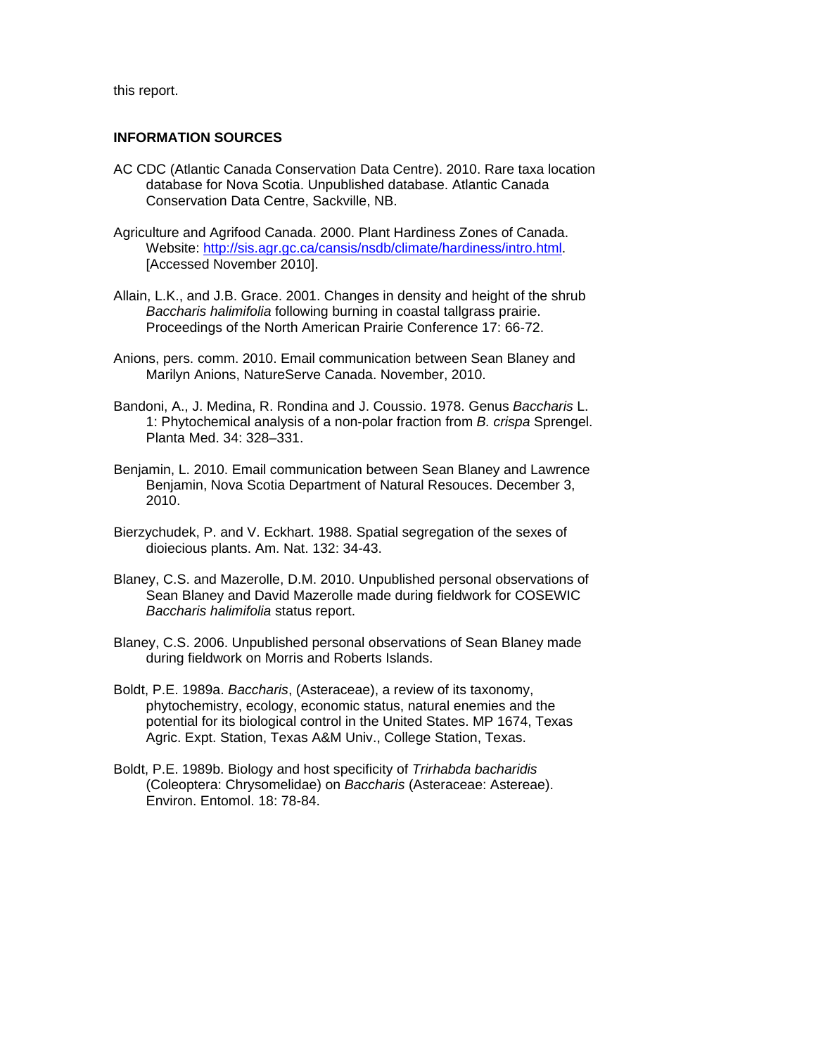this report.

**INFORMATION SOURCES**

AC CDC (Atlantic Canada Conservation Data Centre). 2010. Rare taxa location database for Nova Scotia. Unpublished database. Atlantic Canada Conservation Data Centre, Sackville, NB.

Agriculture and Agrifood Canada. 2000. Plant Hardiness Zones of Canada. Website: http://sis.agr.gc.ca/cansis/nsdb/climate/hardiness/intro.html. [Accessed November 2010].

Allain, L.K., and J.B. Grace. 2001. Changes in density and height of the shrub *Baccharis halimifolia* following burning in coastal tallgrass prairie. Proceedings of the North American Prairie Conference 17: 66-72.

Anions, pers. comm. 2010. Email communication between Sean Blaney and Marilyn Anions, NatureServe Canada. November, 2010.

Bandoni, A., J. Medina, R. Rondina and J. Coussio. 1978. Genus *Baccharis* L. 1: Phytochemical analysis of a non-polar fraction from *B. crispa* Sprengel. Planta Med. 34: 328–331.

Benjamin, L. 2010. Email communication between Sean Blaney and Lawrence Benjamin, Nova Scotia Department of Natural Resouces. December 3, 2010.

Bierzychudek, P. and V. Eckhart. 1988. Spatial segregation of the sexes of dioiecious plants. Am. Nat. 132: 34-43.

Blaney, C.S. and Mazerolle, D.M. 2010. Unpublished personal observations of Sean Blaney and David Mazerolle made during fieldwork for COSEWIC *Baccharis halimifolia* status report.

Blaney, C.S. 2006. Unpublished personal observations of Sean Blaney made during fieldwork on Morris and Roberts Islands.

Boldt, P.E. 1989a. *Baccharis*, (Asteraceae), a review of its taxonomy, phytochemistry, ecology, economic status, natural enemies and the potential for its biological control in the United States. MP 1674, Texas Agric. Expt. Station, Texas A&M Univ., College Station, Texas.

Boldt, P.E. 1989b. Biology and host specificity of *Trirhabda bacharidis* (Coleoptera: Chrysomelidae) on *Baccharis* (Asteraceae: Astereae). Environ. Entomol. 18: 78-84.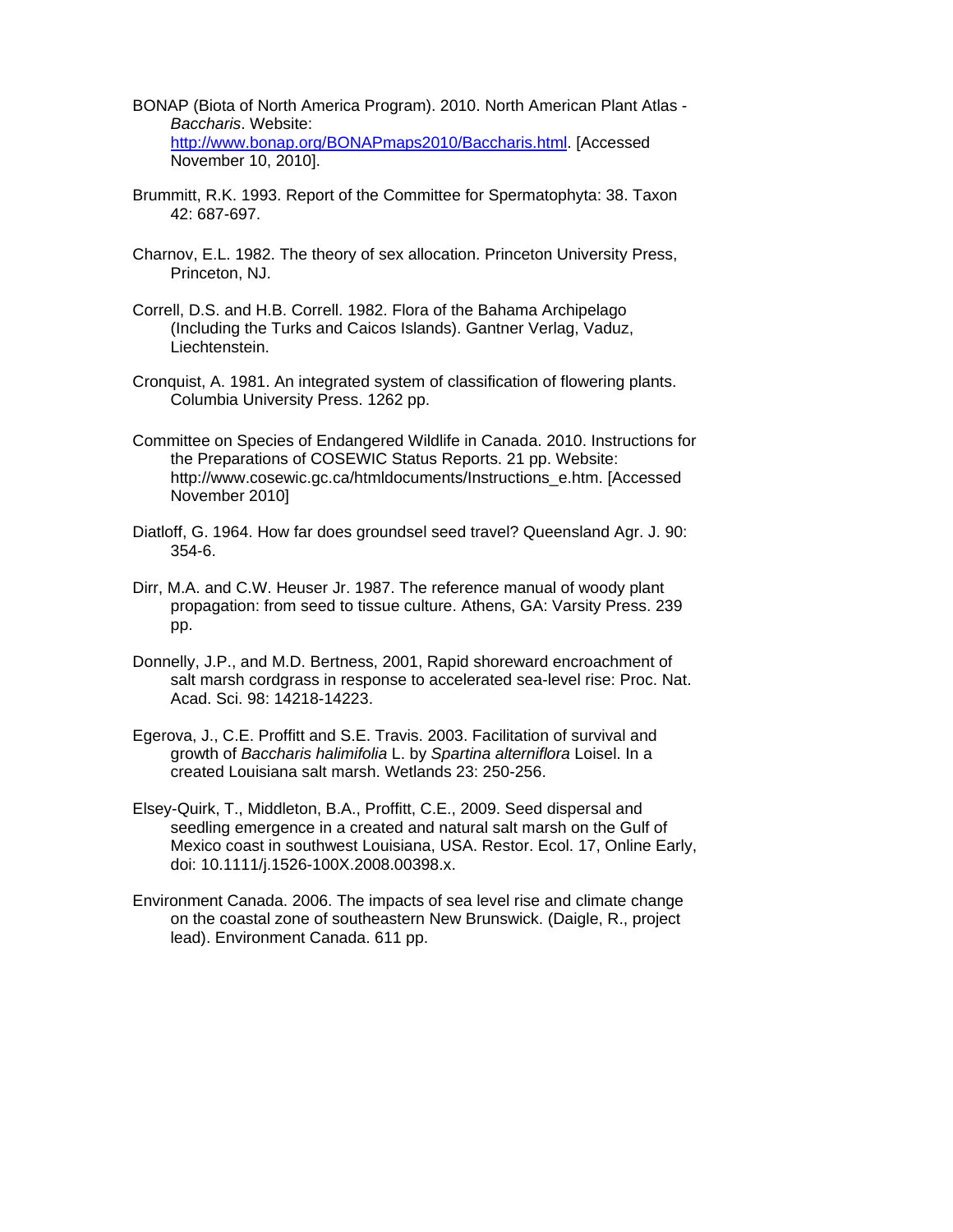BONAP (Biota of North America Program). 2010. North American Plant Atlas - *Baccharis*. Website: [http://www.bonap.org/BONAPmaps2010/Baccharis.html](http://www.bonap.org/BONAPmaps2010/Baccharis.html). [Accessed November 10, 2010].

Brummitt, R.K. 1993. Report of the Committee for Spermatophyta: 38. Taxon 42: 687-697.

Charnov, E.L. 1982. The theory of sex allocation. Princeton University Press, Princeton, NJ.

Correll, D.S. and H.B. Correll. 1982. Flora of the Bahama Archipelago (Including the Turks and Caicos Islands). Gantner Verlag, Vaduz, Liechtenstein.

Cronquist, A. 1981. An integrated system of classification of flowering plants. Columbia University Press. 1262 pp.

Committee on Species of Endangered Wildlife in Canada. 2010. Instructions for the Preparations of COSEWIC Status Reports. 21 pp. Website: http://www.cosewic.gc.ca/htmldocuments/Instructions_e.htm. [Accessed November 2010]

Diatloff, G. 1964. How far does groundsel seed travel? Queensland Agr. J. 90: 354-6.

Dirr, M.A. and C.W. Heuser Jr. 1987. The reference manual of woody plant propagation: from seed to tissue culture. Athens, GA: Varsity Press. 239 pp.

Donnelly, J.P., and M.D. Bertness, 2001, Rapid shoreward encroachment of salt marsh cordgrass in response to accelerated sea-level rise: Proc. Nat. Acad. Sci. 98: 14218-14223.

Egerova, J., C.E. Proffitt and S.E. Travis. 2003. Facilitation of survival and growth of *Baccharis halimifolia* L. by *Spartina alterniflora* Loisel. In a created Louisiana salt marsh. Wetlands 23: 250-256.

Elsey-Quirk, T., Middleton, B.A., Proffitt, C.E., 2009. Seed dispersal and seedling emergence in a created and natural salt marsh on the Gulf of Mexico coast in southwest Louisiana, USA. Restor. Ecol. 17, Online Early, doi: 10.1111/j.1526-100X.2008.00398.x.

Environment Canada. 2006. The impacts of sea level rise and climate change on the coastal zone of southeastern New Brunswick. (Daigle, R., project lead). Environment Canada. 611 pp.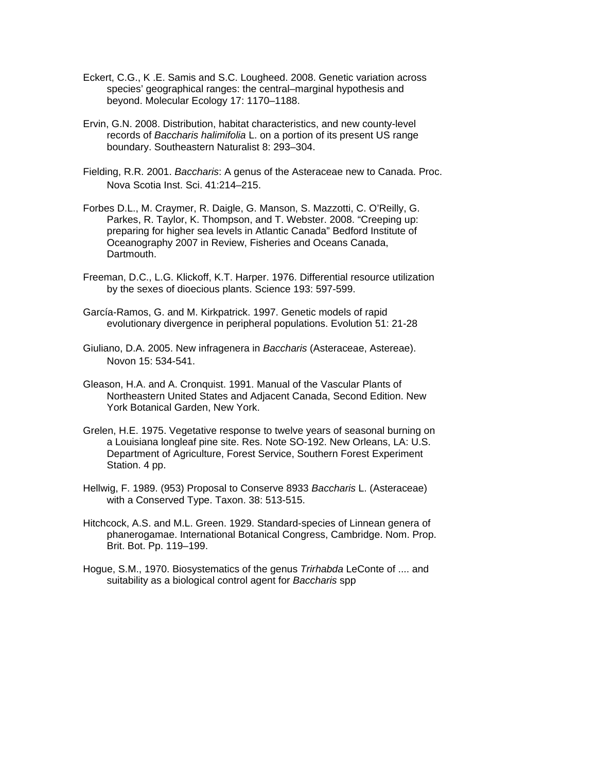Eckert, C.G., K .E. Samis and S.C. Lougheed. 2008. Genetic variation across species' geographical ranges: the central–marginal hypothesis and beyond. Molecular Ecology 17: 1170–1188.

Ervin, G.N. 2008. Distribution, habitat characteristics, and new county-level records of *Baccharis halimifolia* L. on a portion of its present US range boundary. Southeastern Naturalist 8: 293–304.

Fielding, R.R. 2001. *Baccharis*: A genus of the Asteraceae new to Canada. Proc. Nova Scotia Inst. Sci. 41:214–215.

Forbes D.L., M. Craymer, R. Daigle, G. Manson, S. Mazzotti, C. O'Reilly, G. Parkes, R. Taylor, K. Thompson, and T. Webster. 2008. "Creeping up: preparing for higher sea levels in Atlantic Canada" Bedford Institute of Oceanography 2007 in Review, Fisheries and Oceans Canada, Dartmouth.

Freeman, D.C., L.G. Klickoff, K.T. Harper. 1976. Differential resource utilization by the sexes of dioecious plants. Science 193: 597-599.

García-Ramos, G. and M. Kirkpatrick. 1997. Genetic models of rapid evolutionary divergence in peripheral populations. Evolution 51: 21-28

Giuliano, D.A. 2005. New infragenera in *Baccharis* (Asteraceae, Astereae). Novon 15: 534-541.

Gleason, H.A. and A. Cronquist. 1991. Manual of the Vascular Plants of Northeastern United States and Adjacent Canada, Second Edition. New York Botanical Garden, New York.

Grelen, H.E. 1975. Vegetative response to twelve years of seasonal burning on a Louisiana longleaf pine site. Res. Note SO-192. New Orleans, LA: U.S. Department of Agriculture, Forest Service, Southern Forest Experiment Station. 4 pp.

Hellwig, F. 1989. (953) Proposal to Conserve 8933 *Baccharis* L. (Asteraceae) with a Conserved Type. Taxon. 38: 513-515.

Hitchcock, A.S. and M.L. Green. 1929. Standard-species of Linnean genera of phanerogamae. International Botanical Congress, Cambridge. Nom. Prop. Brit. Bot. Pp. 119–199.

Hogue, S.M., 1970. Biosystematics of the genus *Trirhabda* LeConte of .... and suitability as a biological control agent for *Baccharis* spp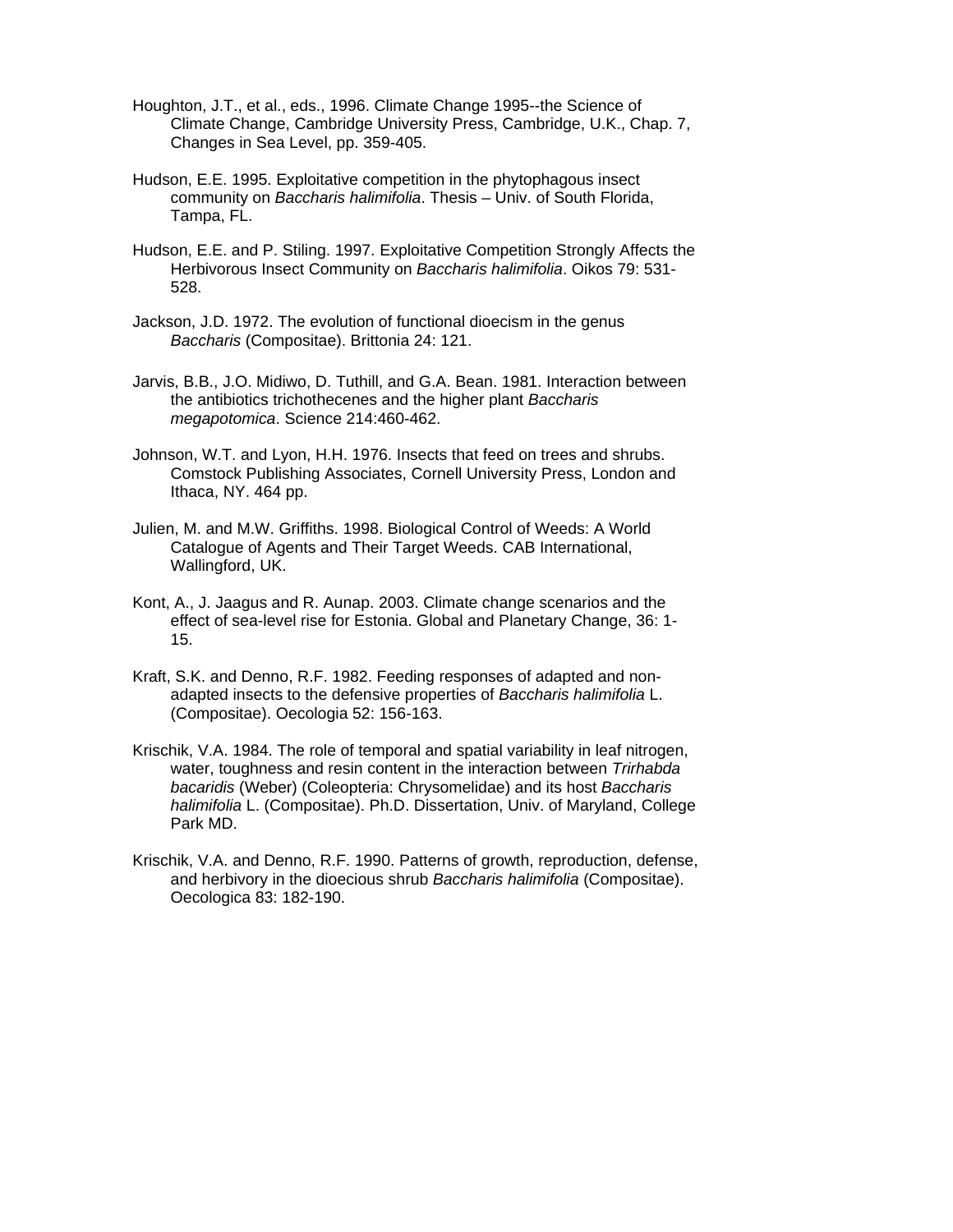Houghton, J.T., et al., eds., 1996. Climate Change 1995--the Science of Climate Change, Cambridge University Press, Cambridge, U.K., Chap. 7, Changes in Sea Level, pp. 359-405.

Hudson, E.E. 1995. Exploitative competition in the phytophagous insect community on *Baccharis halimifolia*. Thesis – Univ. of South Florida, Tampa, FL.

Hudson, E.E. and P. Stiling. 1997. Exploitative Competition Strongly Affects the Herbivorous Insect Community on *Baccharis halimifolia*. Oikos 79: 531-528.

Jackson, J.D. 1972. The evolution of functional dioecism in the genus *Baccharis* (Compositae). Brittonia 24: 121.

Jarvis, B.B., J.O. Midiwo, D. Tuthill, and G.A. Bean. 1981. Interaction between the antibiotics trichothecenes and the higher plant *Baccharis megapotomica*. Science 214:460-462.

Johnson, W.T. and Lyon, H.H. 1976. Insects that feed on trees and shrubs. Comstock Publishing Associates, Cornell University Press, London and Ithaca, NY. 464 pp.

Julien, M. and M.W. Griffiths. 1998. Biological Control of Weeds: A World Catalogue of Agents and Their Target Weeds. CAB International, Wallingford, UK.

Kont, A., J. Jaagus and R. Aunap. 2003. Climate change scenarios and the effect of sea-level rise for Estonia. Global and Planetary Change, 36: 1-15.

Kraft, S.K. and Denno, R.F. 1982. Feeding responses of adapted and non-adapted insects to the defensive properties of *Baccharis halimifolia* L. (Compositae). Oecologia 52: 156-163.

Krischik, V.A. 1984. The role of temporal and spatial variability in leaf nitrogen, water, toughness and resin content in the interaction between *Trirhabda bacaridis* (Weber) (Coleopteria: Chrysomelidae) and its host *Baccharis halimifolia* L. (Compositae). Ph.D. Dissertation, Univ. of Maryland, College Park MD.

Krischik, V.A. and Denno, R.F. 1990. Patterns of growth, reproduction, defense, and herbivory in the dioecious shrub *Baccharis halimifolia* (Compositae). Oecologica 83: 182-190.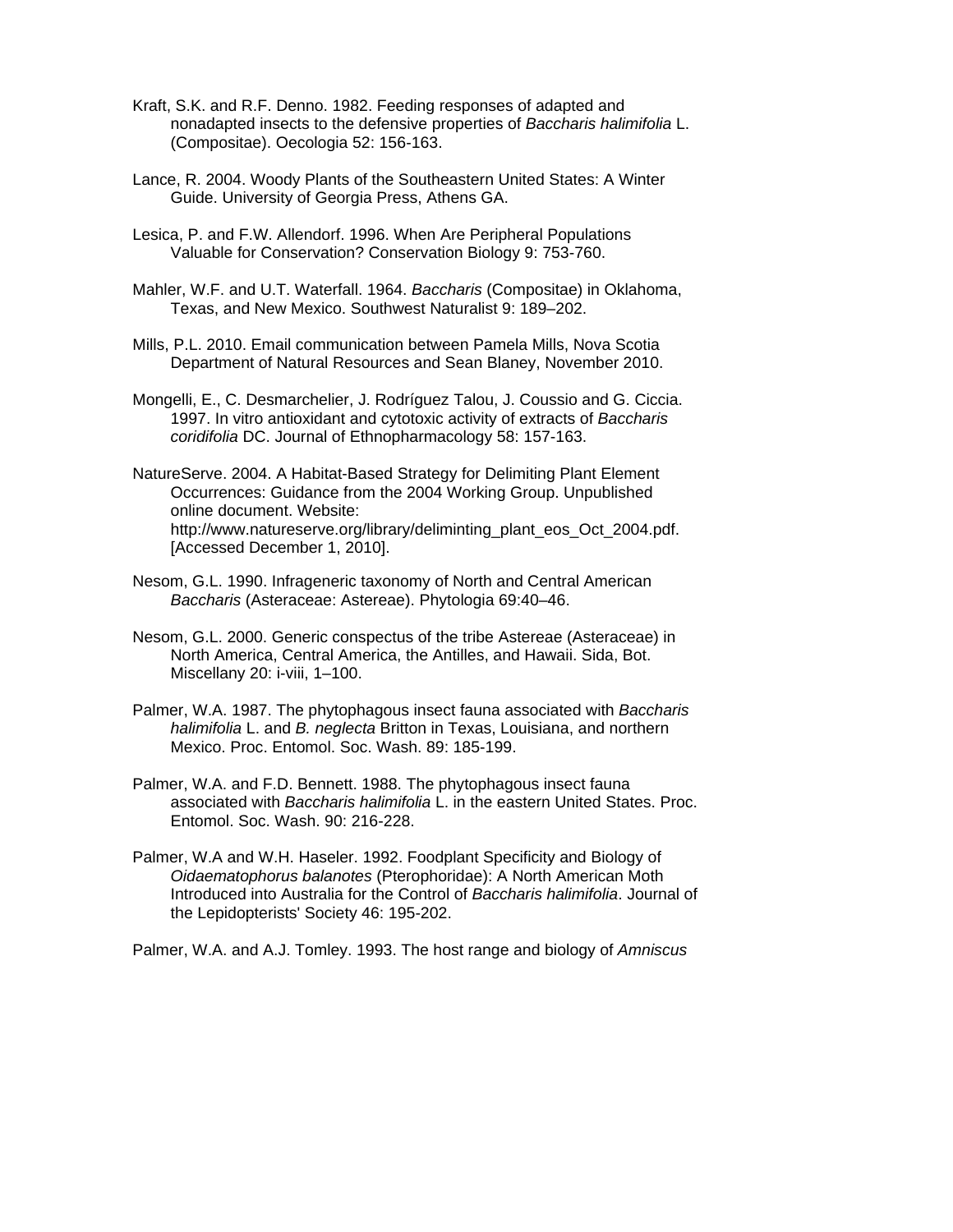Kraft, S.K. and R.F. Denno. 1982. Feeding responses of adapted and nonadapted insects to the defensive properties of *Baccharis halimifolia* L. (Compositae). Oecologia 52: 156-163.

Lance, R. 2004. Woody Plants of the Southeastern United States: A Winter Guide. University of Georgia Press, Athens GA.

Lesica, P. and F.W. Allendorf. 1996. When Are Peripheral Populations Valuable for Conservation? Conservation Biology 9: 753-760.

Mahler, W.F. and U.T. Waterfall. 1964. *Baccharis* (Compositae) in Oklahoma, Texas, and New Mexico. Southwest Naturalist 9: 189–202.

Mills, P.L. 2010. Email communication between Pamela Mills, Nova Scotia Department of Natural Resources and Sean Blaney, November 2010.

Mongelli, E., C. Desmarchelier, J. Rodríguez Talou, J. Coussio and G. Ciccia. 1997. In vitro antioxidant and cytotoxic activity of extracts of *Baccharis coridifolia* DC. Journal of Ethnopharmacology 58: 157-163.

NatureServe. 2004. A Habitat-Based Strategy for Delimiting Plant Element Occurrences: Guidance from the 2004 Working Group. Unpublished online document. Website: http://www.natureserve.org/library/deliminting_plant_eos_Oct_2004.pdf. [Accessed December 1, 2010].

Nesom, G.L. 1990. Infrageneric taxonomy of North and Central American *Baccharis* (Asteraceae: Astereae). Phytologia 69:40–46.

Nesom, G.L. 2000. Generic conspectus of the tribe Astereae (Asteraceae) in North America, Central America, the Antilles, and Hawaii. Sida, Bot. Miscellany 20: i-viii, 1–100.

Palmer, W.A. 1987. The phytophagous insect fauna associated with *Baccharis halimifolia* L. and *B. neglecta* Britton in Texas, Louisiana, and northern Mexico. Proc. Entomol. Soc. Wash. 89: 185-199.

Palmer, W.A. and F.D. Bennett. 1988. The phytophagous insect fauna associated with *Baccharis halimifolia* L. in the eastern United States. Proc. Entomol. Soc. Wash. 90: 216-228.

Palmer, W.A and W.H. Haseler. 1992. Foodplant Specificity and Biology of *Oidaematophorus balanotes* (Pterophoridae): A North American Moth Introduced into Australia for the Control of *Baccharis halimifolia*. Journal of the Lepidopterists' Society 46: 195-202.

Palmer, W.A. and A.J. Tomley. 1993. The host range and biology of *Amniscus*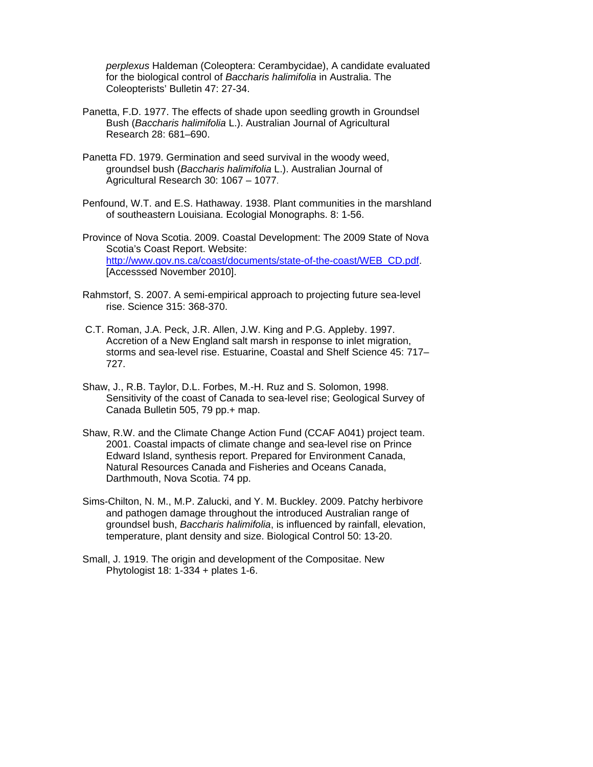*perplexus* Haldeman (Coleoptera: Cerambycidae), A candidate evaluated for the biological control of *Baccharis halimifolia* in Australia. The Coleopterists' Bulletin 47: 27-34.

Panetta, F.D. 1977. The effects of shade upon seedling growth in Groundsel Bush (*Baccharis halimifolia* L.). Australian Journal of Agricultural Research 28: 681–690.

Panetta FD. 1979. Germination and seed survival in the woody weed, groundsel bush (*Baccharis halimifolia* L.). Australian Journal of Agricultural Research 30: 1067 – 1077.

Penfound, W.T. and E.S. Hathaway. 1938. Plant communities in the marshland of southeastern Louisiana. Ecologial Monographs. 8: 1-56.

Province of Nova Scotia. 2009. Coastal Development: The 2009 State of Nova Scotia's Coast Report. Website: http://www.gov.ns.ca/coast/documents/state-of-the-coast/WEB_CD.pdf. [Accesssed November 2010].

Rahmstorf, S. 2007. A semi-empirical approach to projecting future sea-level rise. Science 315: 368-370.

C.T. Roman, J.A. Peck, J.R. Allen, J.W. King and P.G. Appleby. 1997. Accretion of a New England salt marsh in response to inlet migration, storms and sea-level rise. Estuarine, Coastal and Shelf Science 45: 717–727.

Shaw, J., R.B. Taylor, D.L. Forbes, M.-H. Ruz and S. Solomon, 1998. Sensitivity of the coast of Canada to sea-level rise; Geological Survey of Canada Bulletin 505, 79 pp.+ map.

Shaw, R.W. and the Climate Change Action Fund (CCAF A041) project team. 2001. Coastal impacts of climate change and sea-level rise on Prince Edward Island, synthesis report. Prepared for Environment Canada, Natural Resources Canada and Fisheries and Oceans Canada, Darthmouth, Nova Scotia. 74 pp.

Sims-Chilton, N. M., M.P. Zalucki, and Y. M. Buckley. 2009. Patchy herbivore and pathogen damage throughout the introduced Australian range of groundsel bush, *Baccharis halimifolia*, is influenced by rainfall, elevation, temperature, plant density and size. Biological Control 50: 13-20.

Small, J. 1919. The origin and development of the Compositae. New Phytologist 18: 1-334 + plates 1-6.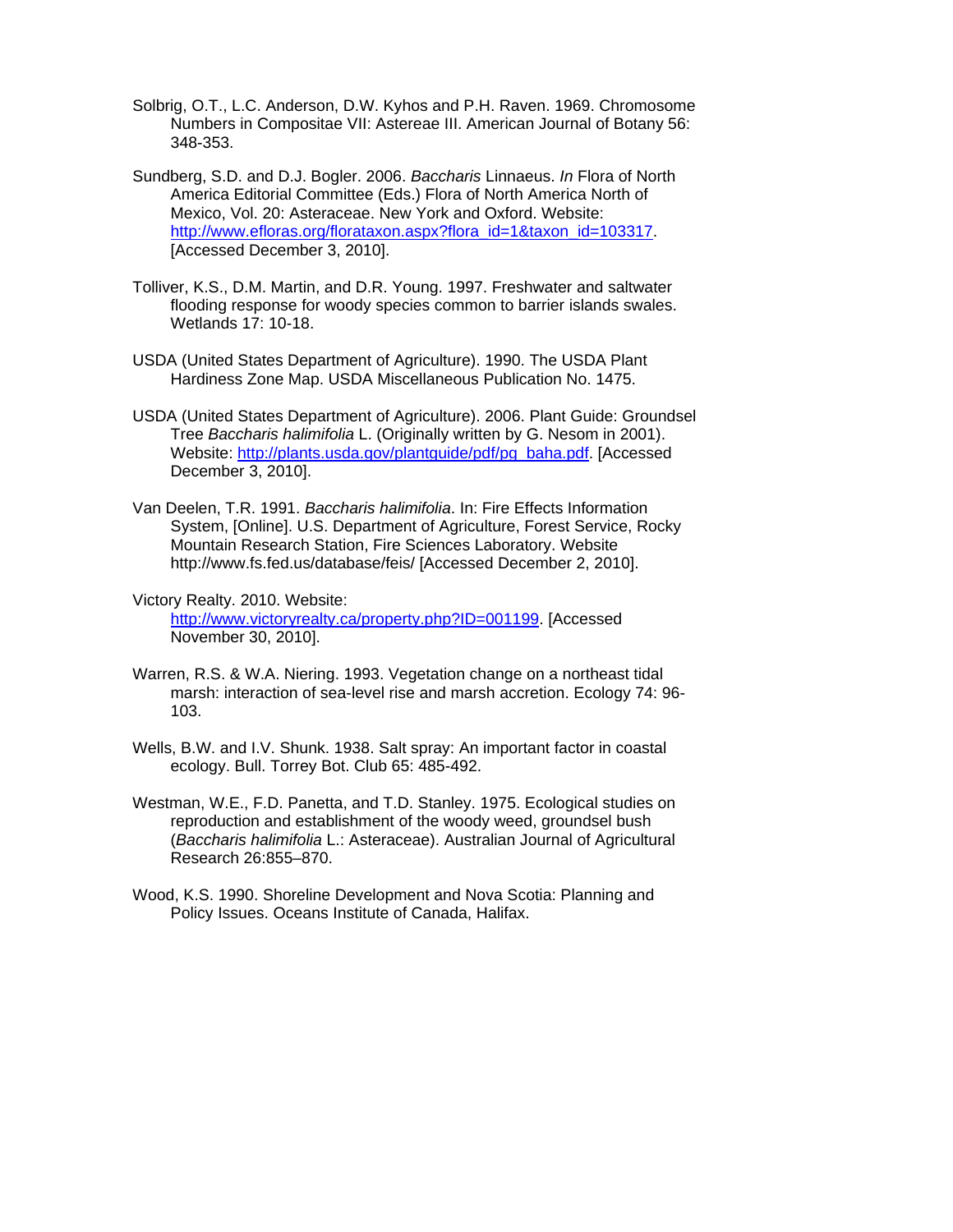Solbrig, O.T., L.C. Anderson, D.W. Kyhos and P.H. Raven. 1969. Chromosome Numbers in Compositae VII: Astereae III. American Journal of Botany 56: 348-353.

Sundberg, S.D. and D.J. Bogler. 2006. *Baccharis* Linnaeus. *In* Flora of North America Editorial Committee (Eds.) Flora of North America North of Mexico, Vol. 20: Asteraceae. New York and Oxford. Website: http://www.efloras.org/florataxon.aspx?flora_id=1&taxon_id=103317. [Accessed December 3, 2010].

Tolliver, K.S., D.M. Martin, and D.R. Young. 1997. Freshwater and saltwater flooding response for woody species common to barrier islands swales. Wetlands 17: 10-18.

USDA (United States Department of Agriculture). 1990. The USDA Plant Hardiness Zone Map. USDA Miscellaneous Publication No. 1475.

USDA (United States Department of Agriculture). 2006. Plant Guide: Groundsel Tree *Baccharis halimifolia* L. (Originally written by G. Nesom in 2001). Website: http://plants.usda.gov/plantguide/pdf/pg_baha.pdf. [Accessed December 3, 2010].

Van Deelen, T.R. 1991. *Baccharis halimifolia*. In: Fire Effects Information System, [Online]. U.S. Department of Agriculture, Forest Service, Rocky Mountain Research Station, Fire Sciences Laboratory. Website http://www.fs.fed.us/database/feis/ [Accessed December 2, 2010].

Victory Realty. 2010. Website: http://www.victoryrealty.ca/property.php?ID=001199. [Accessed November 30, 2010].

Warren, R.S. & W.A. Niering. 1993. Vegetation change on a northeast tidal marsh: interaction of sea-level rise and marsh accretion. Ecology 74: 96-103.

Wells, B.W. and I.V. Shunk. 1938. Salt spray: An important factor in coastal ecology. Bull. Torrey Bot. Club 65: 485-492.

Westman, W.E., F.D. Panetta, and T.D. Stanley. 1975. Ecological studies on reproduction and establishment of the woody weed, groundsel bush (*Baccharis halimifolia* L.: Asteraceae). Australian Journal of Agricultural Research 26:855–870.

Wood, K.S. 1990. Shoreline Development and Nova Scotia: Planning and Policy Issues. Oceans Institute of Canada, Halifax.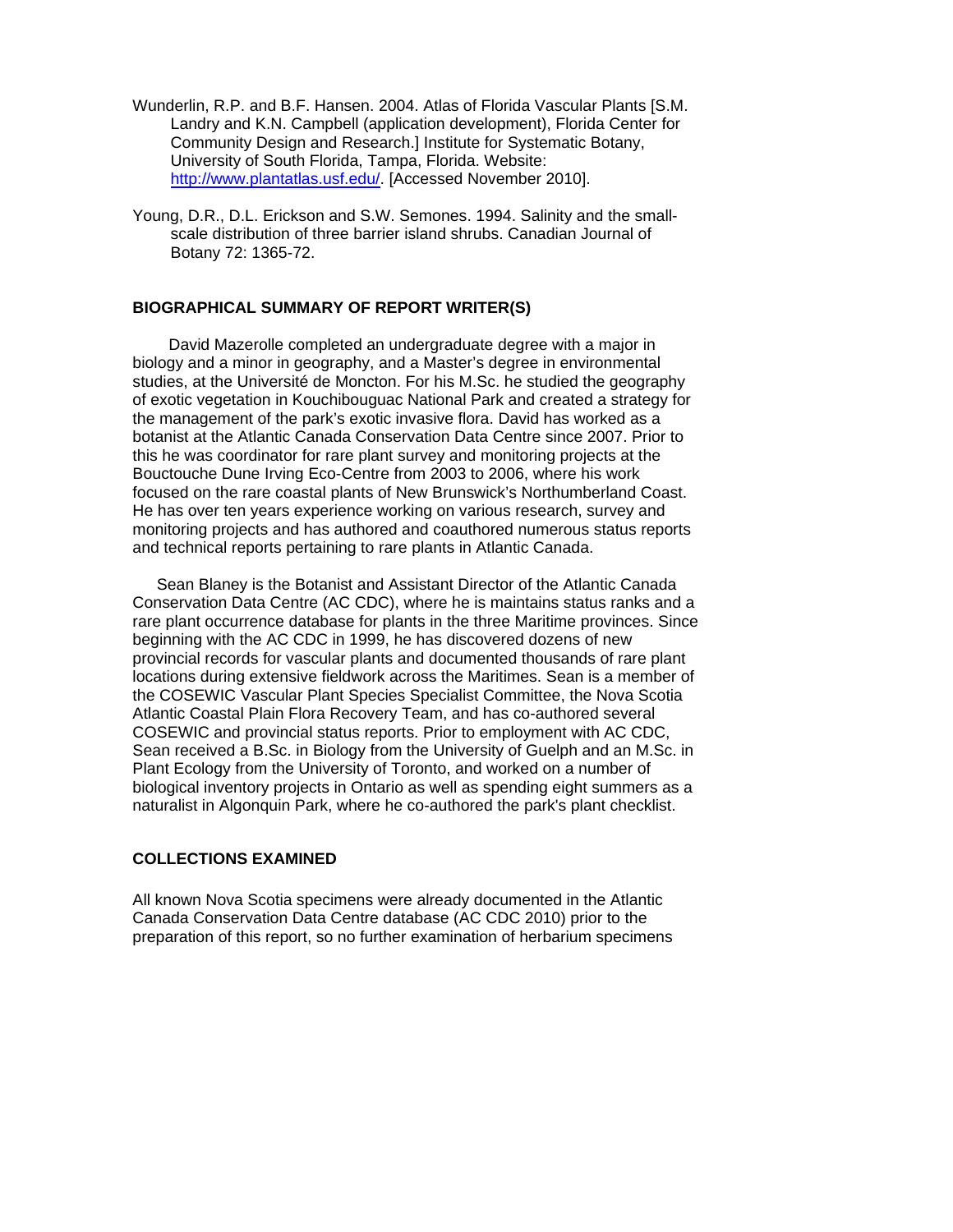Wunderlin, R.P. and B.F. Hansen. 2004. Atlas of Florida Vascular Plants [S.M. Landry and K.N. Campbell (application development), Florida Center for Community Design and Research.] Institute for Systematic Botany, University of South Florida, Tampa, Florida. Website: http://www.plantatlas.usf.edu/. [Accessed November 2010].

Young, D.R., D.L. Erickson and S.W. Semones. 1994. Salinity and the small-scale distribution of three barrier island shrubs. Canadian Journal of Botany 72: 1365-72.

## BIOGRAPHICAL SUMMARY OF REPORT WRITER(S)

David Mazerolle completed an undergraduate degree with a major in biology and a minor in geography, and a Master's degree in environmental studies, at the Université de Moncton. For his M.Sc. he studied the geography of exotic vegetation in Kouchibouguac National Park and created a strategy for the management of the park's exotic invasive flora. David has worked as a botanist at the Atlantic Canada Conservation Data Centre since 2007. Prior to this he was coordinator for rare plant survey and monitoring projects at the Bouctouche Dune Irving Eco-Centre from 2003 to 2006, where his work focused on the rare coastal plants of New Brunswick's Northumberland Coast. He has over ten years experience working on various research, survey and monitoring projects and has authored and coauthored numerous status reports and technical reports pertaining to rare plants in Atlantic Canada.

Sean Blaney is the Botanist and Assistant Director of the Atlantic Canada Conservation Data Centre (AC CDC), where he is maintains status ranks and a rare plant occurrence database for plants in the three Maritime provinces. Since beginning with the AC CDC in 1999, he has discovered dozens of new provincial records for vascular plants and documented thousands of rare plant locations during extensive fieldwork across the Maritimes. Sean is a member of the COSEWIC Vascular Plant Species Specialist Committee, the Nova Scotia Atlantic Coastal Plain Flora Recovery Team, and has co-authored several COSEWIC and provincial status reports. Prior to employment with AC CDC, Sean received a B.Sc. in Biology from the University of Guelph and an M.Sc. in Plant Ecology from the University of Toronto, and worked on a number of biological inventory projects in Ontario as well as spending eight summers as a naturalist in Algonquin Park, where he co-authored the park's plant checklist.

## COLLECTIONS EXAMINED

All known Nova Scotia specimens were already documented in the Atlantic Canada Conservation Data Centre database (AC CDC 2010) prior to the preparation of this report, so no further examination of herbarium specimens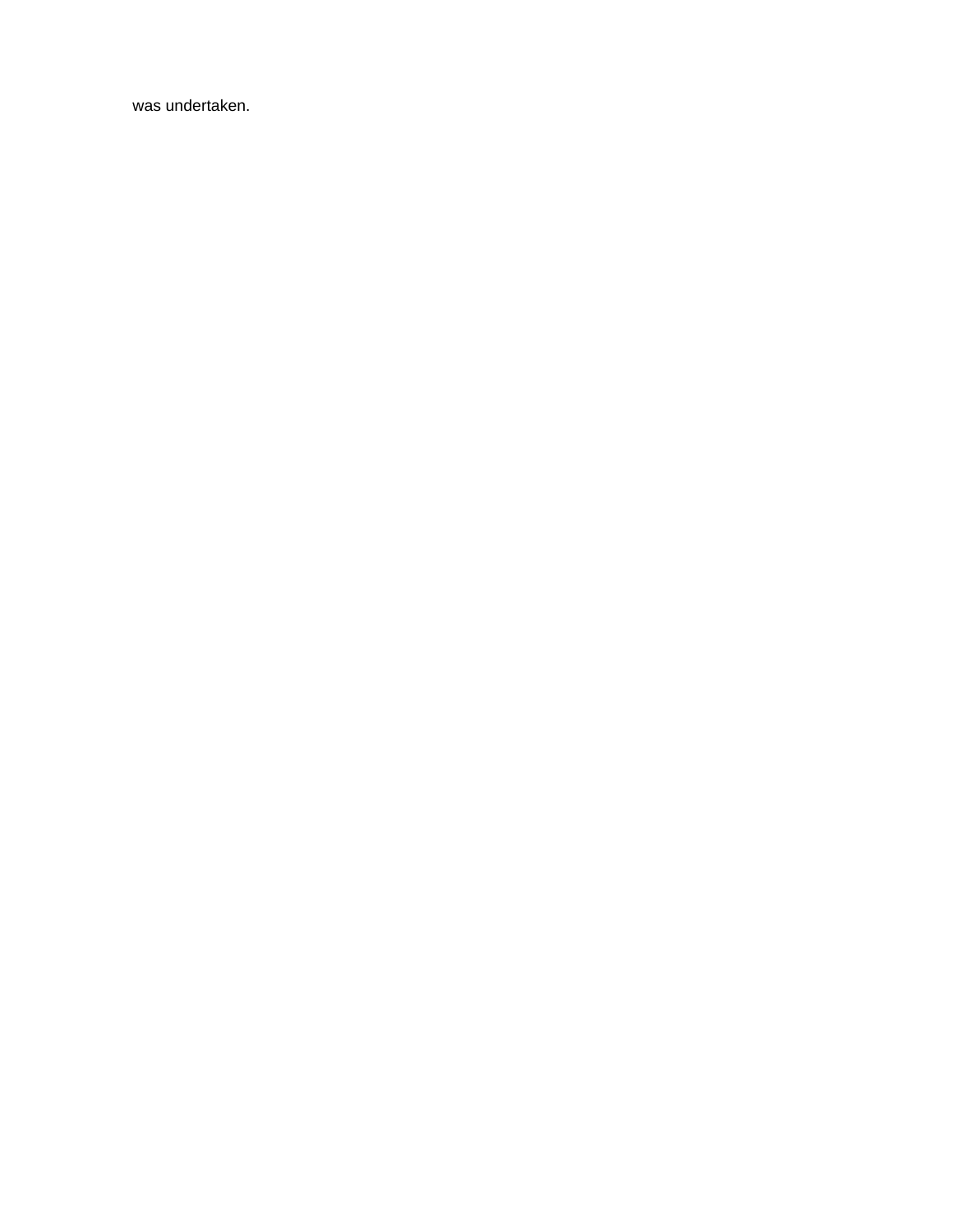was undertaken.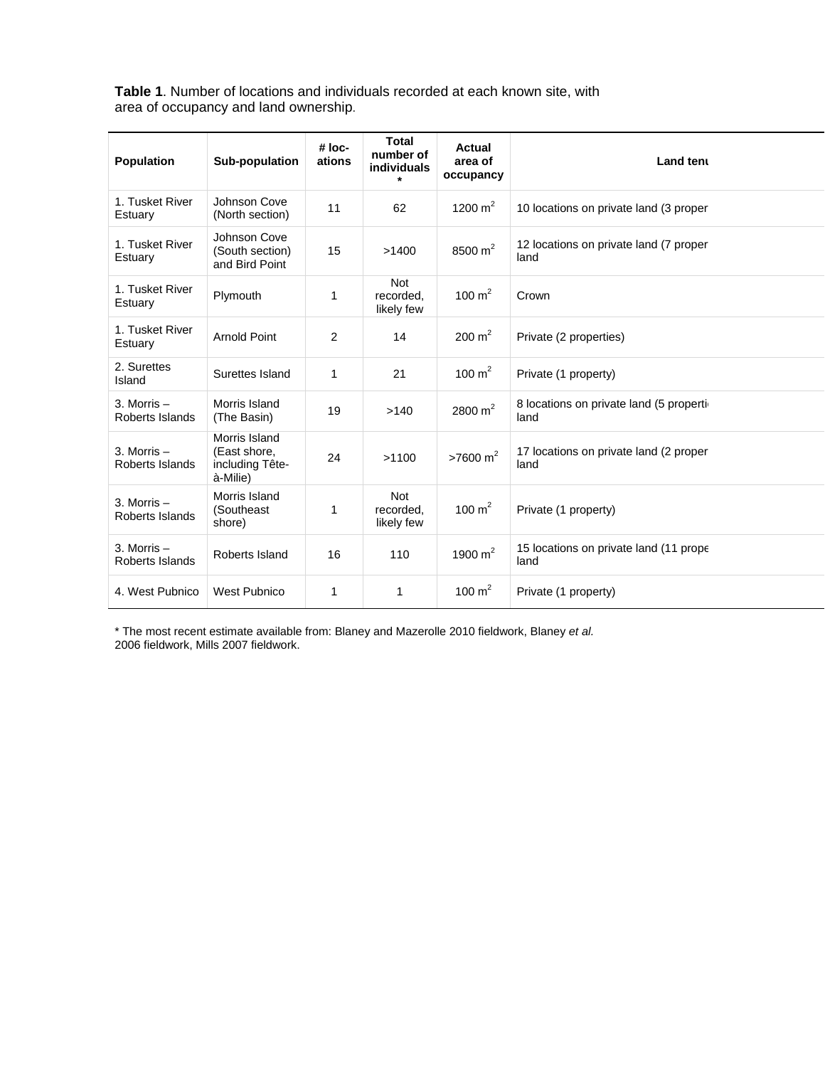**Table 1**. Number of locations and individuals recorded at each known site, with area of occupancy and land ownership.

| Population | Sub-population | # loc-ations | Total number of individuals * | Actual area of occupancy | Land tenu |
|---|---|---|---|---|---|
| 1. Tusket River Estuary | Johnson Cove (North section) | 11 | 62 | 1200 $m^2$ | 10 locations on private land (3 proper |
| 1. Tusket River Estuary | Johnson Cove (South section) and Bird Point | 15 | >1400 | 8500 $m^2$ | 12 locations on private land (7 proper land |
| 1. Tusket River Estuary | Plymouth | 1 | Not recorded, likely few | 100 $m^2$ | Crown |
| 1. Tusket River Estuary | Arnold Point | 2 | 14 | 200 $m^2$ | Private (2 properties) |
| 2. Surettes Island | Surettes Island | 1 | 21 | 100 $m^2$ | Private (1 property) |
| 3. Morris – Roberts Islands | Morris Island (The Basin) | 19 | >140 | 2800 $m^2$ | 8 locations on private land (5 properti land |
| 3. Morris – Roberts Islands | Morris Island (East shore, including Tête-à-Milie) | 24 | >1100 | >7600 $m^2$ | 17 locations on private land (2 proper land |
| 3. Morris – Roberts Islands | Morris Island (Southeast shore) | 1 | Not recorded, likely few | 100 $m^2$ | Private (1 property) |
| 3. Morris – Roberts Islands | Roberts Island | 16 | 110 | 1900 $m^2$ | 15 locations on private land (11 prope land |
| 4. West Pubnico | West Pubnico | 1 | 1 | 100 $m^2$ | Private (1 property) |

* The most recent estimate available from: Blaney and Mazerolle 2010 fieldwork, Blaney *et al.* 2006 fieldwork, Mills 2007 fieldwork.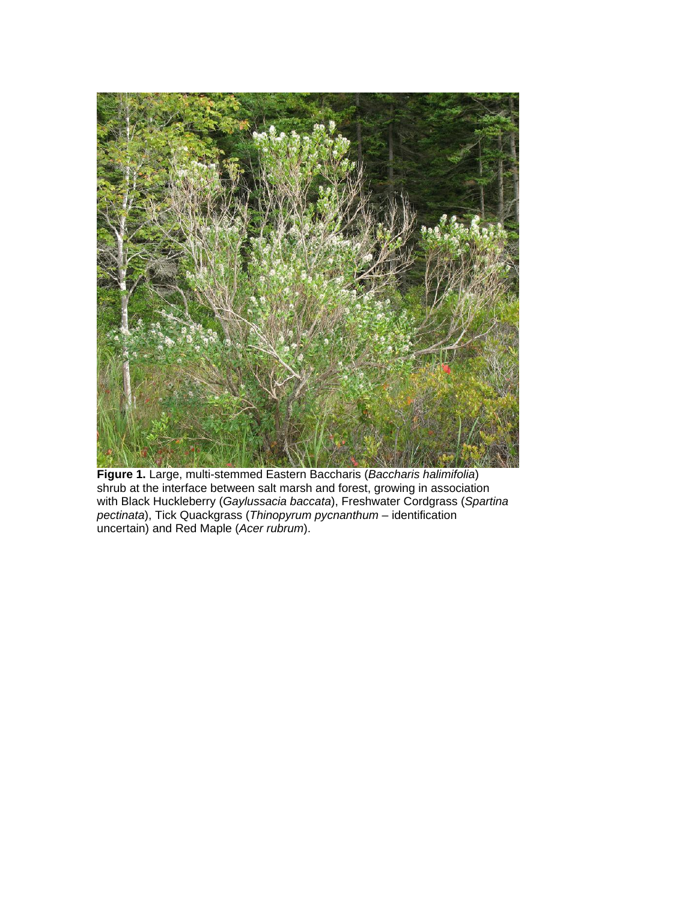**Figure 1.** Large, multi-stemmed Eastern Baccharis (*Baccharis halimifolia*) shrub at the interface between salt marsh and forest, growing in association with Black Huckleberry (*Gaylussacia baccata*), Freshwater Cordgrass (*Spartina pectinata*), Tick Quackgrass (*Thinopyrum pycnanthum* – identification uncertain) and Red Maple (*Acer rubrum*).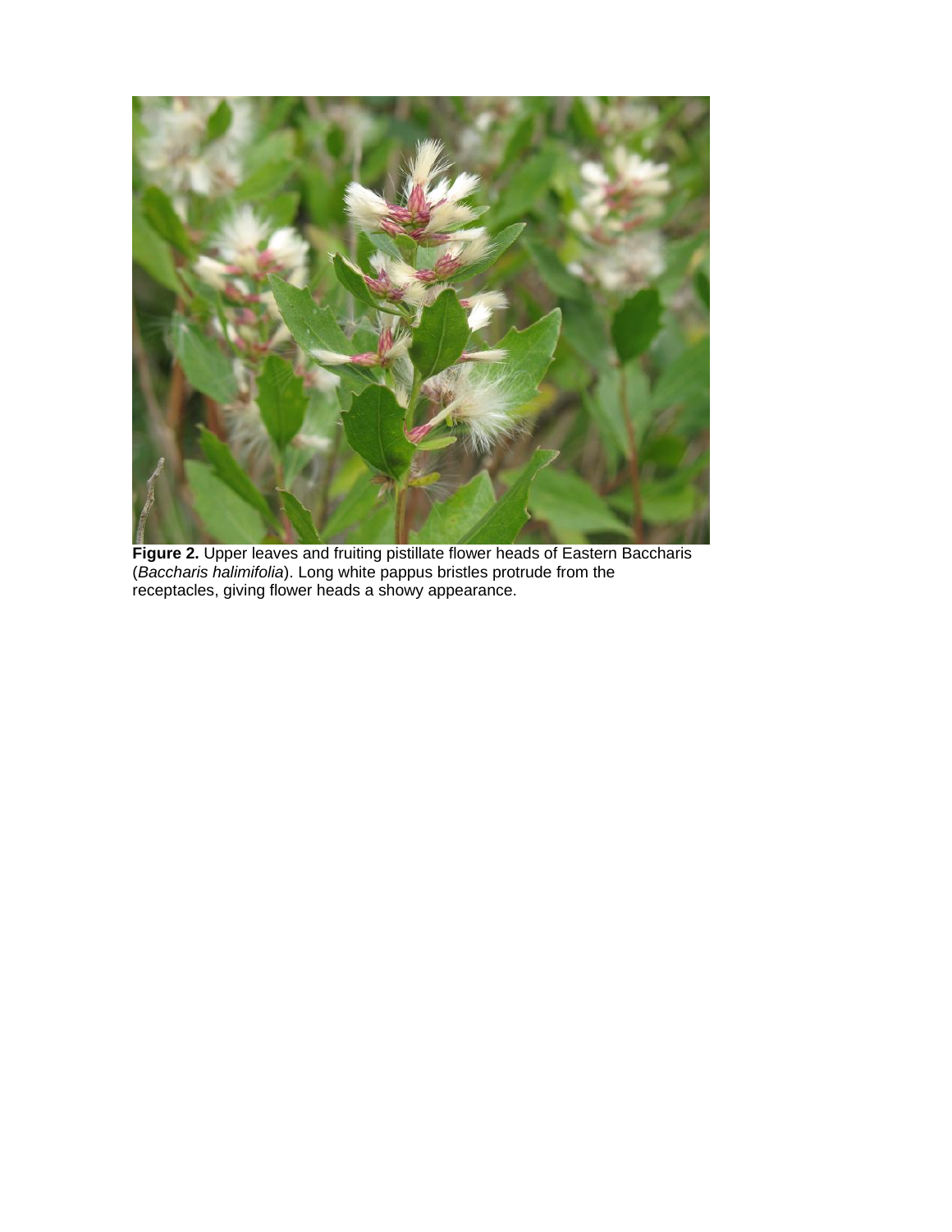**Figure 2.** Upper leaves and fruiting pistillate flower heads of Eastern Baccharis (*Baccharis halimifolia*). Long white pappus bristles protrude from the receptacles, giving flower heads a showy appearance.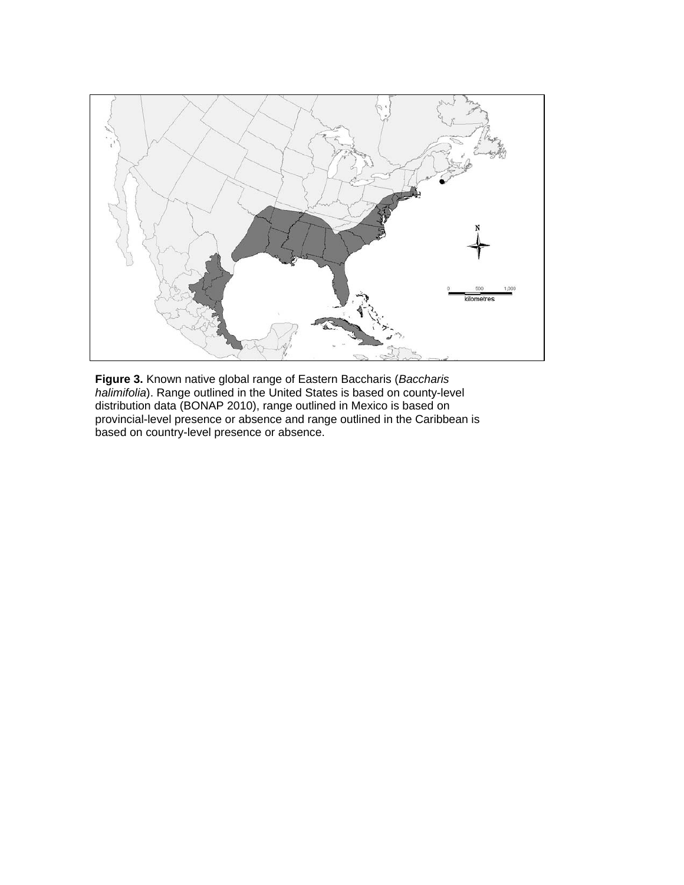**Figure 3.** Known native global range of Eastern Baccharis (*Baccharis halimifolia*). Range outlined in the United States is based on county-level distribution data (BONAP 2010), range outlined in Mexico is based on provincial-level presence or absence and range outlined in the Caribbean is based on country-level presence or absence.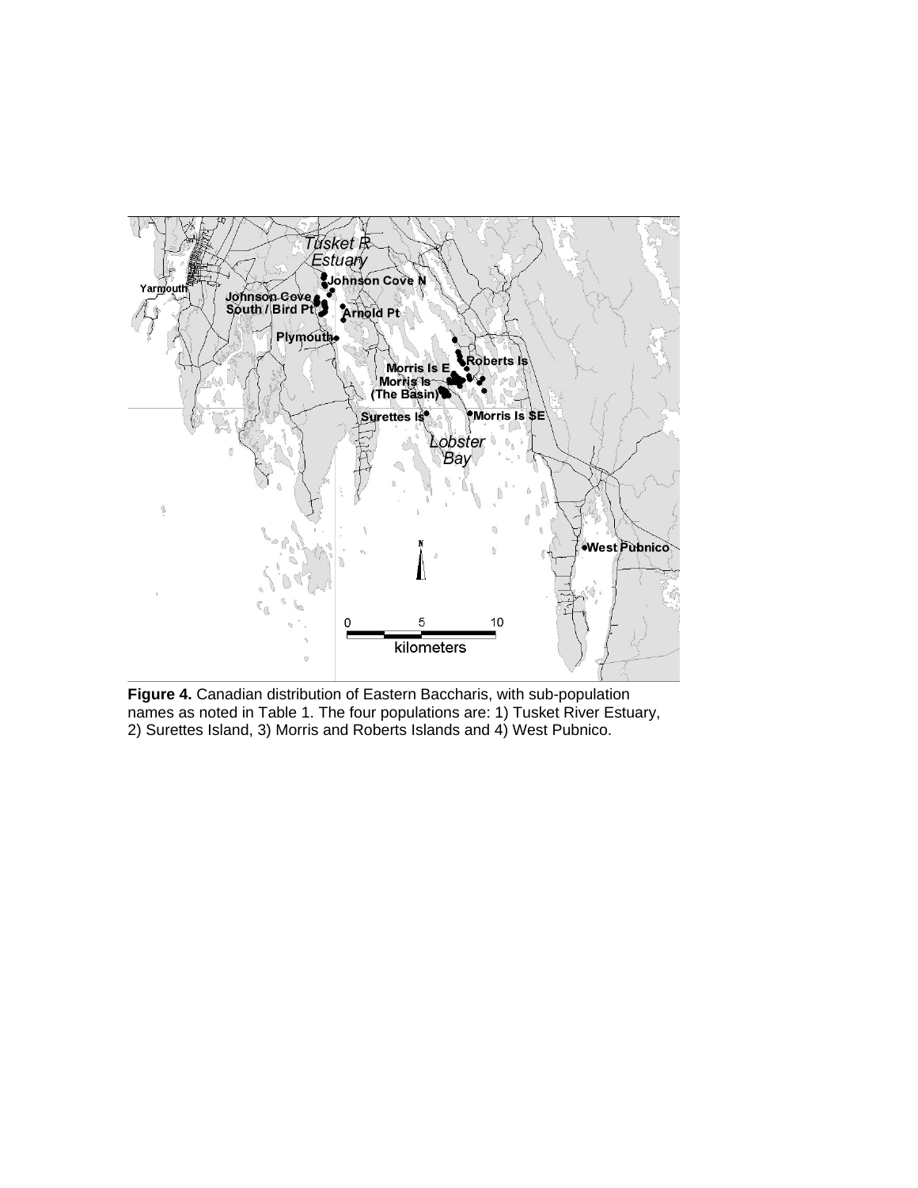**Figure 4.** Canadian distribution of Eastern Baccharis, with sub-population names as noted in Table 1. The four populations are: 1) Tusket River Estuary, 2) Surettes Island, 3) Morris and Roberts Islands and 4) West Pubnico.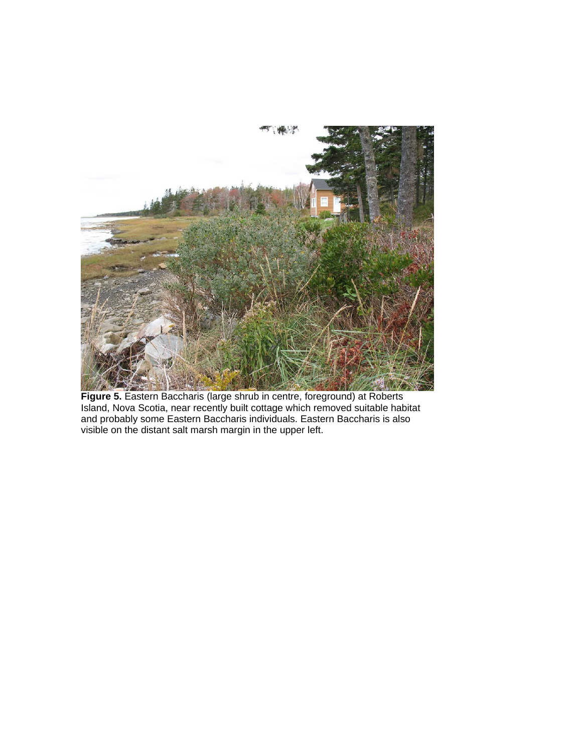**Figure 5.** Eastern Baccharis (large shrub in centre, foreground) at Roberts Island, Nova Scotia, near recently built cottage which removed suitable habitat and probably some Eastern Baccharis individuals. Eastern Baccharis is also visible on the distant salt marsh margin in the upper left.